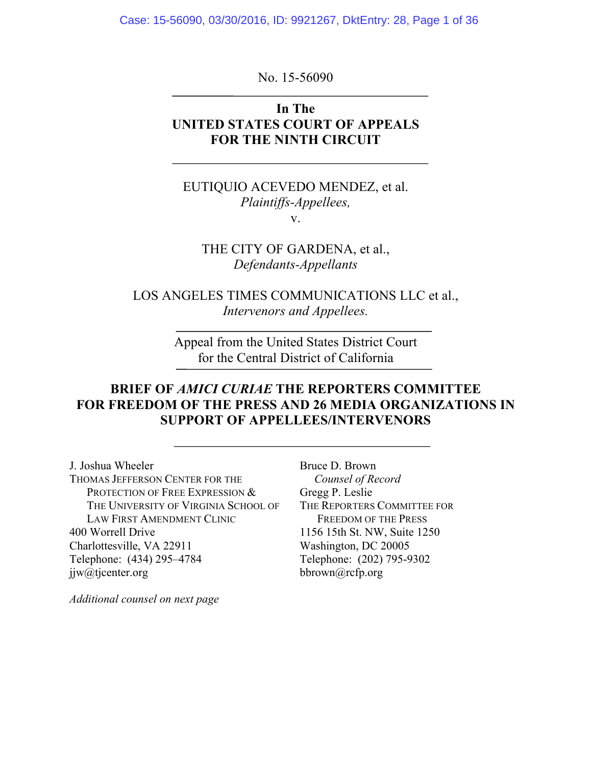No. 15-56090

**In The**
**UNITED STATES COURT OF APPEALS**
**FOR THE NINTH CIRCUIT**

EUTIQUIO ACEVEDO MENDEZ, et al.
*Plaintiffs-Appellees,*
v.

THE CITY OF GARDENA, et al.,
*Defendants-Appellants*

LOS ANGELES TIMES COMMUNICATIONS LLC et al.,
*Intervenors and Appellees.*

Appeal from the United States District Court
for the Central District of California

**BRIEF OF *AMICI CURIAE* THE REPORTERS COMMITTEE FOR FREEDOM OF THE PRESS AND 26 MEDIA ORGANIZATIONS IN SUPPORT OF APPELLEES/INTERVENORS**

J. Joshua Wheeler
THOMAS JEFFERSON CENTER FOR THE PROTECTION OF FREE EXPRESSION & THE UNIVERSITY OF VIRGINIA SCHOOL OF LAW FIRST AMENDMENT CLINIC
400 Worrell Drive
Charlottesville, VA 22911
Telephone: (434) 295–4784
jjw@tjcenter.org

Bruce D. Brown
*Counsel of Record*
Gregg P. Leslie
THE REPORTERS COMMITTEE FOR FREEDOM OF THE PRESS
1156 15th St. NW, Suite 1250
Washington, DC 20005
Telephone: (202) 795-9302
bbrown@rcfp.org

*Additional counsel on next page*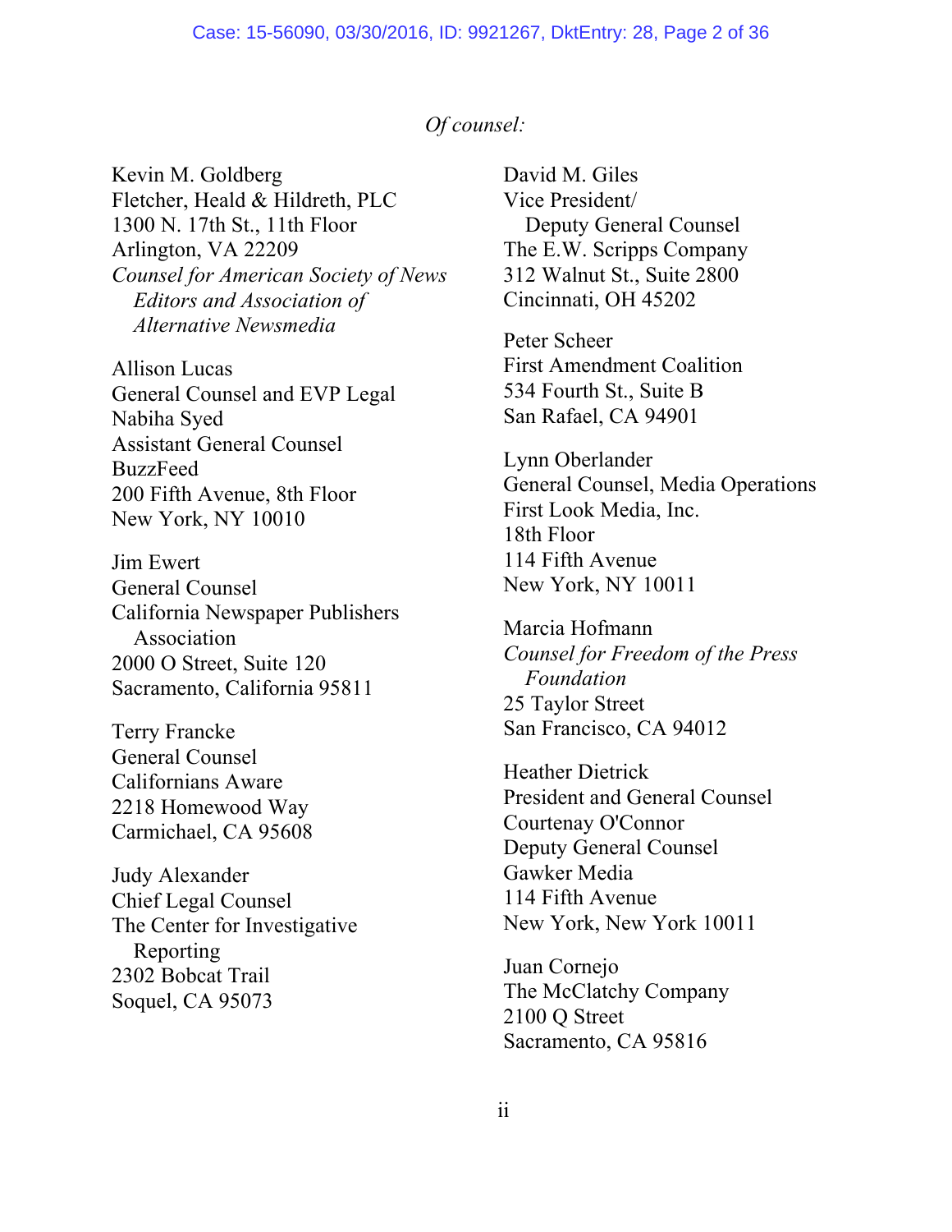*Of counsel:*

Kevin M. Goldberg
Fletcher, Heald & Hildreth, PLC
1300 N. 17th St., 11th Floor
Arlington, VA 22209
*Counsel for American Society of News Editors and Association of Alternative Newsmedia*

Allison Lucas
General Counsel and EVP Legal
Nabiha Syed
Assistant General Counsel
BuzzFeed
200 Fifth Avenue, 8th Floor
New York, NY 10010

Jim Ewert
General Counsel
California Newspaper Publishers Association
2000 O Street, Suite 120
Sacramento, California 95811

Terry Francke
General Counsel
Californians Aware
2218 Homewood Way
Carmichael, CA 95608

Judy Alexander
Chief Legal Counsel
The Center for Investigative Reporting
2302 Bobcat Trail
Soquel, CA 95073

David M. Giles
Vice President/
Deputy General Counsel
The E.W. Scripps Company
312 Walnut St., Suite 2800
Cincinnati, OH 45202

Peter Scheer
First Amendment Coalition
534 Fourth St., Suite B
San Rafael, CA 94901

Lynn Oberlander
General Counsel, Media Operations
First Look Media, Inc.
18th Floor
114 Fifth Avenue
New York, NY 10011

Marcia Hofmann
*Counsel for Freedom of the Press Foundation*
25 Taylor Street
San Francisco, CA 94012

Heather Dietrick
President and General Counsel
Courtenay O'Connor
Deputy General Counsel
Gawker Media
114 Fifth Avenue
New York, New York 10011

Juan Cornejo
The McClatchy Company
2100 Q Street
Sacramento, CA 95816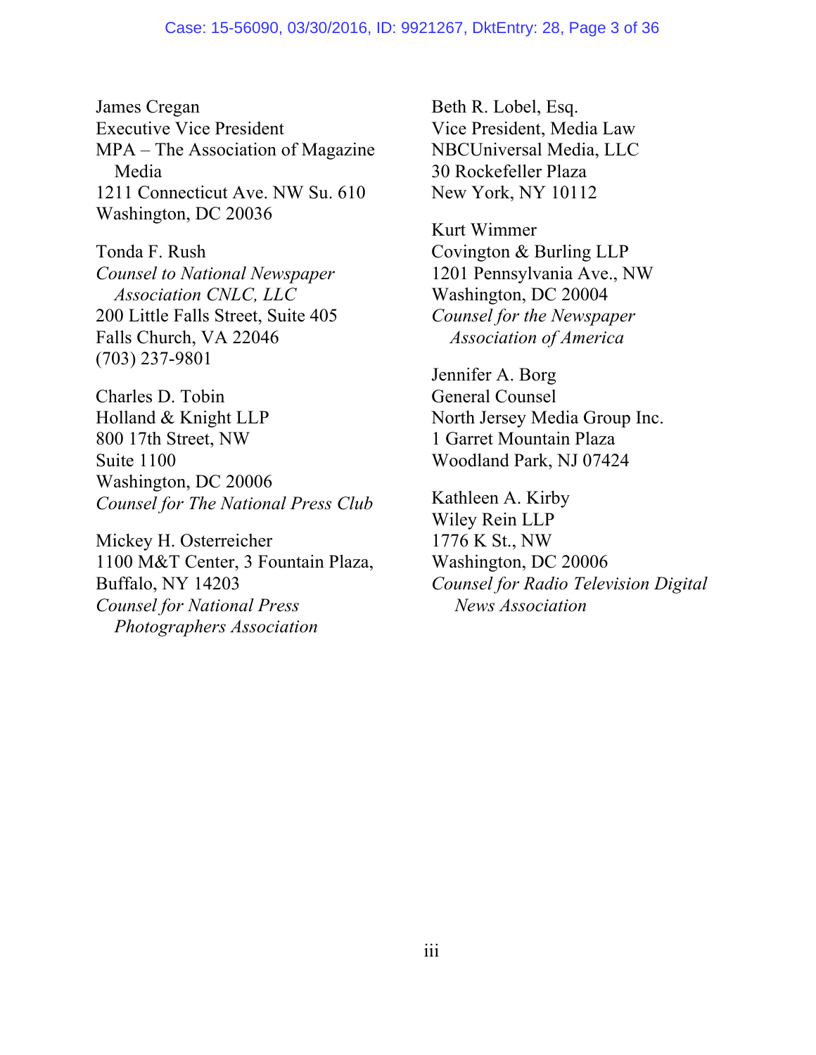James Cregan
Executive Vice President
MPA – The Association of Magazine Media
1211 Connecticut Ave. NW Su. 610
Washington, DC 20036

Tonda F. Rush
*Counsel to National Newspaper Association CNLC, LLC*
200 Little Falls Street, Suite 405
Falls Church, VA 22046
(703) 237-9801

Charles D. Tobin
Holland & Knight LLP
800 17th Street, NW
Suite 1100
Washington, DC 20006
*Counsel for The National Press Club*

Mickey H. Osterreicher
1100 M&T Center, 3 Fountain Plaza,
Buffalo, NY 14203
*Counsel for National Press Photographers Association*

Beth R. Lobel, Esq.
Vice President, Media Law
NBCUniversal Media, LLC
30 Rockefeller Plaza
New York, NY 10112

Kurt Wimmer
Covington & Burling LLP
1201 Pennsylvania Ave., NW
Washington, DC 20004
*Counsel for the Newspaper Association of America*

Jennifer A. Borg
General Counsel
North Jersey Media Group Inc.
1 Garret Mountain Plaza
Woodland Park, NJ 07424

Kathleen A. Kirby
Wiley Rein LLP
1776 K St., NW
Washington, DC 20006
*Counsel for Radio Television Digital News Association*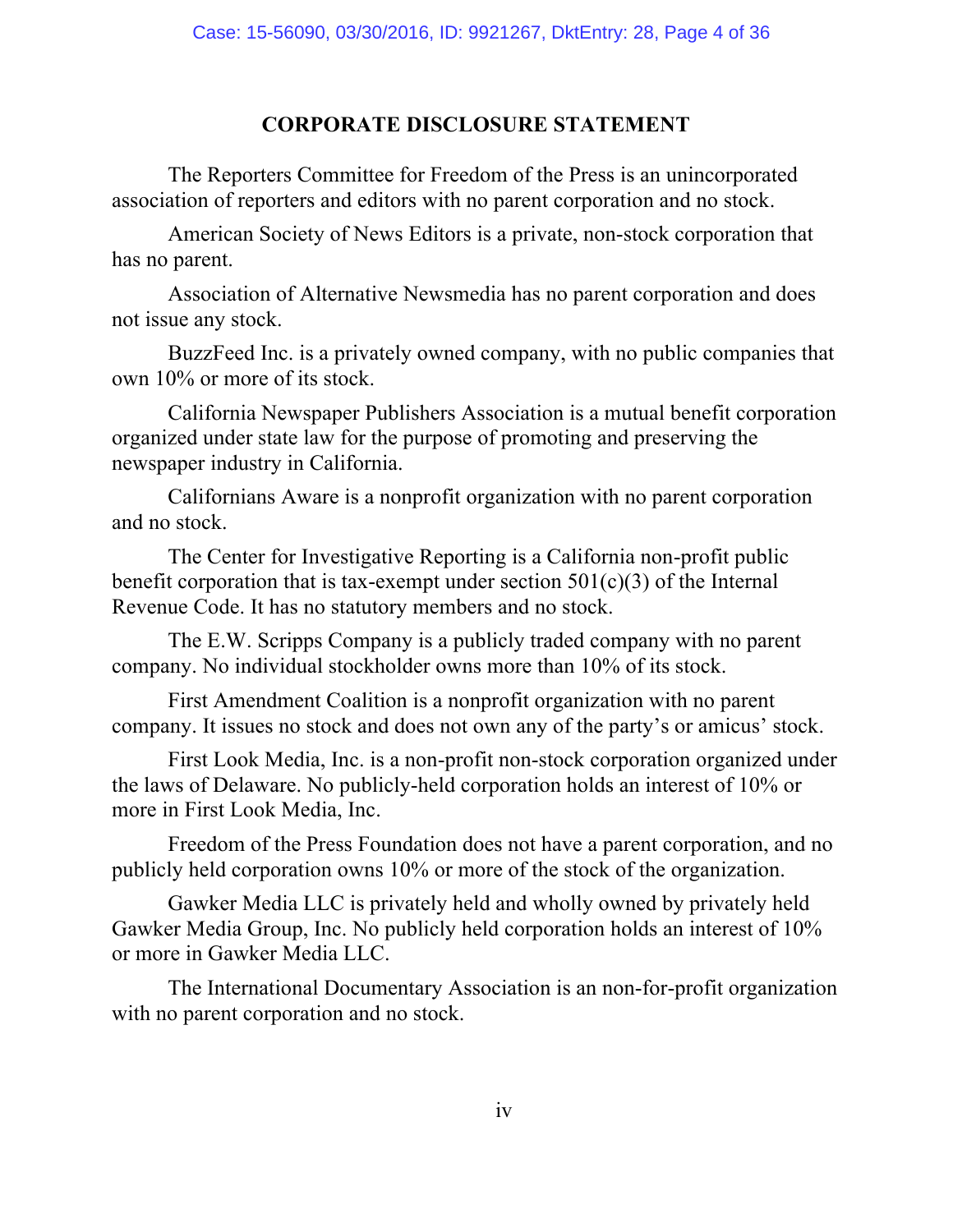## CORPORATE DISCLOSURE STATEMENT

The Reporters Committee for Freedom of the Press is an unincorporated association of reporters and editors with no parent corporation and no stock.

American Society of News Editors is a private, non-stock corporation that has no parent.

Association of Alternative Newsmedia has no parent corporation and does not issue any stock.

BuzzFeed Inc. is a privately owned company, with no public companies that own 10% or more of its stock.

California Newspaper Publishers Association is a mutual benefit corporation organized under state law for the purpose of promoting and preserving the newspaper industry in California.

Californians Aware is a nonprofit organization with no parent corporation and no stock.

The Center for Investigative Reporting is a California non-profit public benefit corporation that is tax-exempt under section 501(c)(3) of the Internal Revenue Code. It has no statutory members and no stock.

The E.W. Scripps Company is a publicly traded company with no parent company. No individual stockholder owns more than 10% of its stock.

First Amendment Coalition is a nonprofit organization with no parent company. It issues no stock and does not own any of the party's or amicus' stock.

First Look Media, Inc. is a non-profit non-stock corporation organized under the laws of Delaware. No publicly-held corporation holds an interest of 10% or more in First Look Media, Inc.

Freedom of the Press Foundation does not have a parent corporation, and no publicly held corporation owns 10% or more of the stock of the organization.

Gawker Media LLC is privately held and wholly owned by privately held Gawker Media Group, Inc. No publicly held corporation holds an interest of 10% or more in Gawker Media LLC.

The International Documentary Association is an non-for-profit organization with no parent corporation and no stock.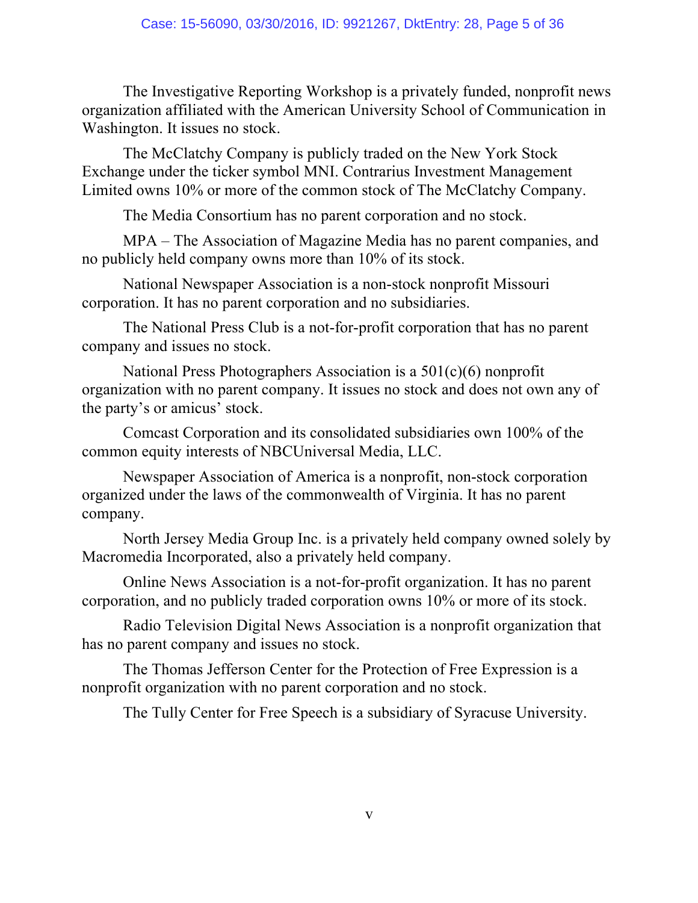The Investigative Reporting Workshop is a privately funded, nonprofit news organization affiliated with the American University School of Communication in Washington. It issues no stock.

The McClatchy Company is publicly traded on the New York Stock Exchange under the ticker symbol MNI. Contrarius Investment Management Limited owns 10% or more of the common stock of The McClatchy Company.

The Media Consortium has no parent corporation and no stock.

MPA – The Association of Magazine Media has no parent companies, and no publicly held company owns more than 10% of its stock.

National Newspaper Association is a non-stock nonprofit Missouri corporation. It has no parent corporation and no subsidiaries.

The National Press Club is a not-for-profit corporation that has no parent company and issues no stock.

National Press Photographers Association is a 501(c)(6) nonprofit organization with no parent company. It issues no stock and does not own any of the party's or amicus' stock.

Comcast Corporation and its consolidated subsidiaries own 100% of the common equity interests of NBCUniversal Media, LLC.

Newspaper Association of America is a nonprofit, non-stock corporation organized under the laws of the commonwealth of Virginia. It has no parent company.

North Jersey Media Group Inc. is a privately held company owned solely by Macromedia Incorporated, also a privately held company.

Online News Association is a not-for-profit organization. It has no parent corporation, and no publicly traded corporation owns 10% or more of its stock.

Radio Television Digital News Association is a nonprofit organization that has no parent company and issues no stock.

The Thomas Jefferson Center for the Protection of Free Expression is a nonprofit organization with no parent corporation and no stock.

The Tully Center for Free Speech is a subsidiary of Syracuse University.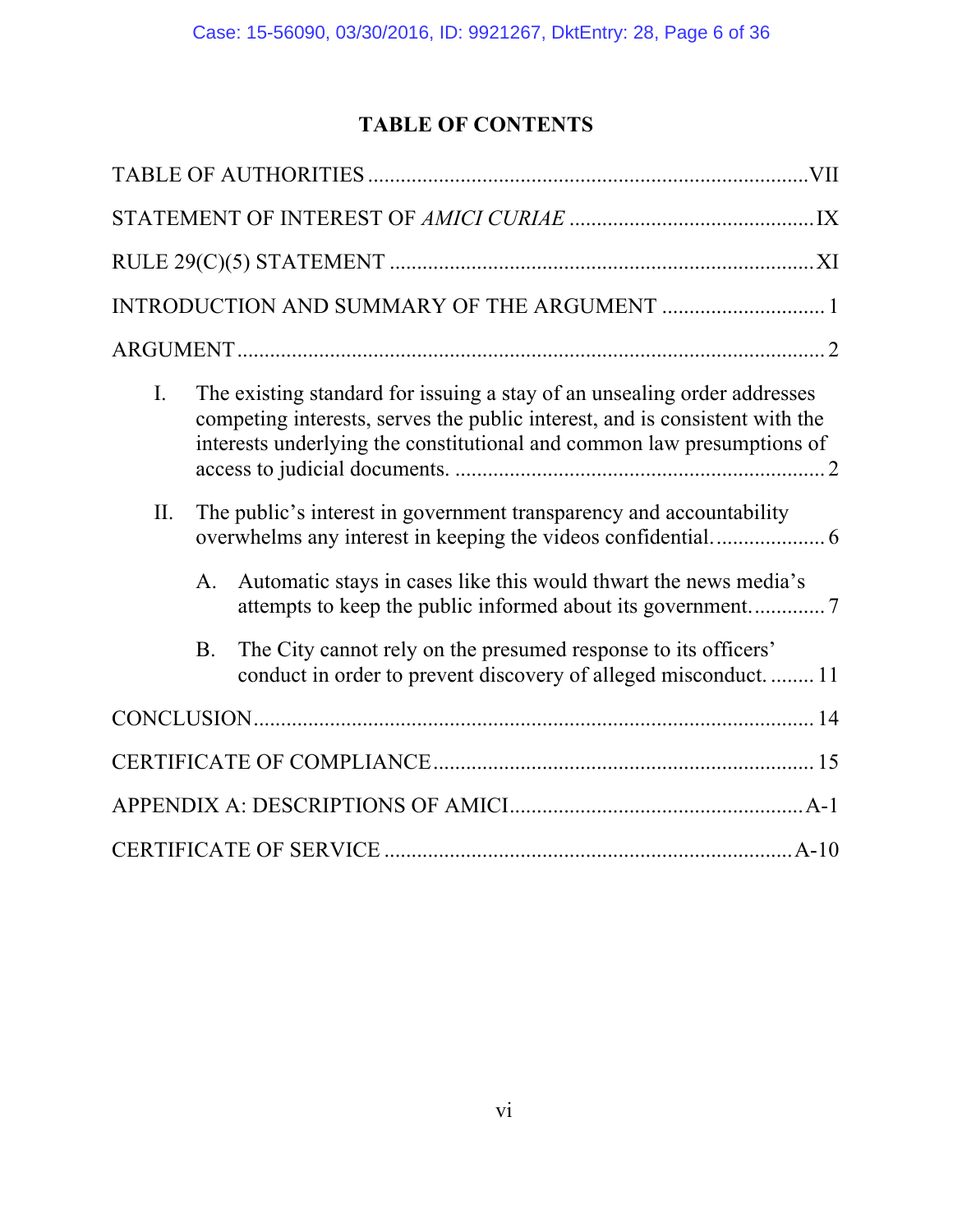# TABLE OF CONTENTS

TABLE OF AUTHORITIES ................................................................................ VII

STATEMENT OF INTEREST OF *AMICI CURIAE* ............................................ IX

RULE 29(C)(5) STATEMENT ............................................................................ XI

INTRODUCTION AND SUMMARY OF THE ARGUMENT .............................. 1

ARGUMENT ........................................................................................................ 2

I. The existing standard for issuing a stay of an unsealing order addresses competing interests, serves the public interest, and is consistent with the interests underlying the constitutional and common law presumptions of access to judicial documents. ................................................................... 2

II. The public's interest in government transparency and accountability overwhelms any interest in keeping the videos confidential. .................... 6

   A. Automatic stays in cases like this would thwart the news media's attempts to keep the public informed about its government. ............. 7

   B. The City cannot rely on the presumed response to its officers' conduct in order to prevent discovery of alleged misconduct. ........ 11

CONCLUSION .................................................................................................... 14

CERTIFICATE OF COMPLIANCE .................................................................... 15

APPENDIX A: DESCRIPTIONS OF AMICI ..................................................... A-1

CERTIFICATE OF SERVICE ........................................................................... A-10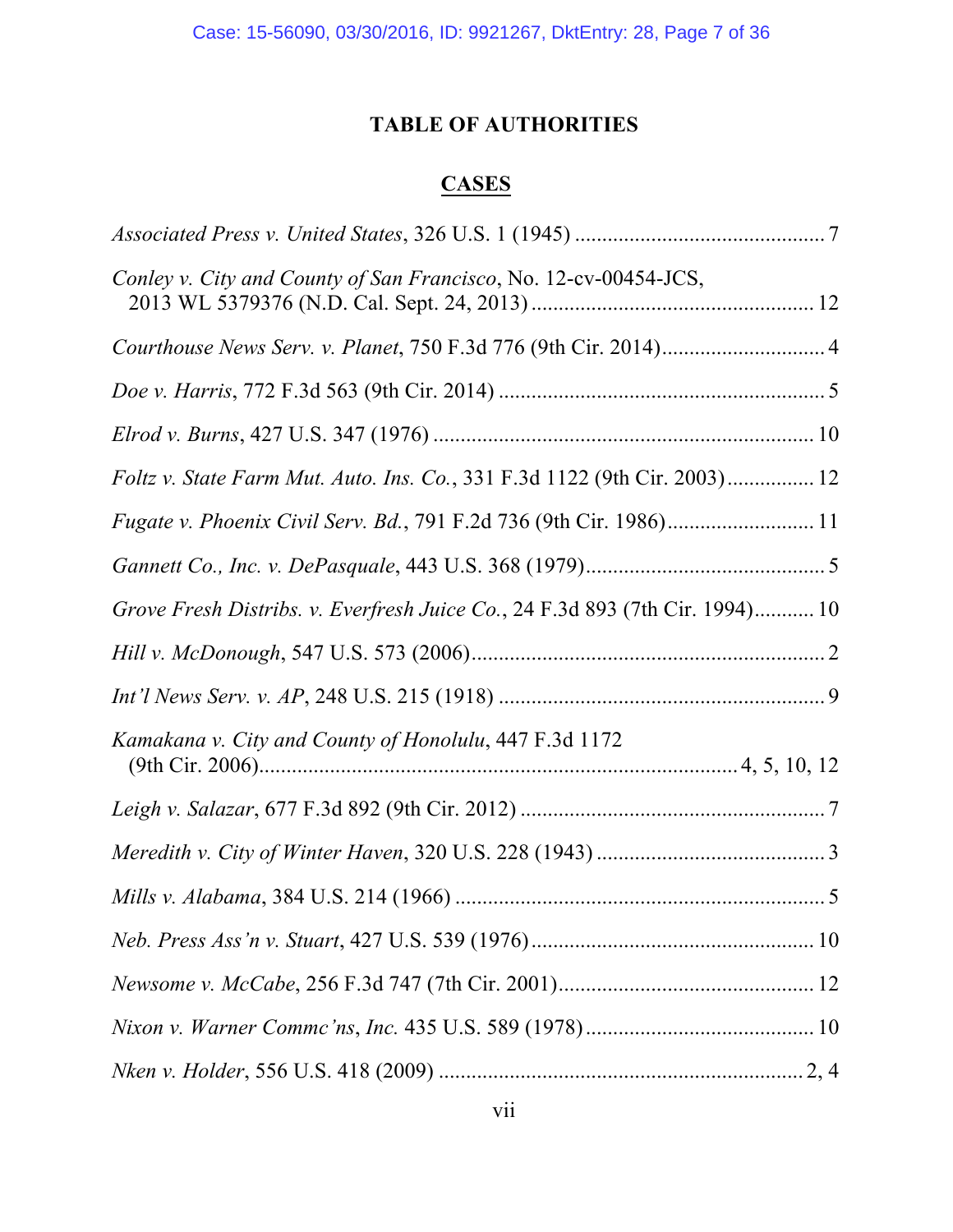# TABLE OF AUTHORITIES

## CASES

*Associated Press v. United States*, 326 U.S. 1 (1945) .............................................. 7

*Conley v. City and County of San Francisco*, No. 12-cv-00454-JCS, 2013 WL 5379376 (N.D. Cal. Sept. 24, 2013) ................................................... 12

*Courthouse News Serv. v. Planet*, 750 F.3d 776 (9th Cir. 2014).............................. 4

*Doe v. Harris*, 772 F.3d 563 (9th Cir. 2014) ............................................................ 5

*Elrod v. Burns*, 427 U.S. 347 (1976) ..................................................................... 10

*Foltz v. State Farm Mut. Auto. Ins. Co.*, 331 F.3d 1122 (9th Cir. 2003)................ 12

*Fugate v. Phoenix Civil Serv. Bd.*, 791 F.2d 736 (9th Cir. 1986)........................... 11

*Gannett Co., Inc. v. DePasquale*, 443 U.S. 368 (1979)............................................ 5

*Grove Fresh Distribs. v. Everfresh Juice Co.*, 24 F.3d 893 (7th Cir. 1994)........... 10

*Hill v. McDonough*, 547 U.S. 573 (2006)................................................................ 2

*Int'l News Serv. v. AP*, 248 U.S. 215 (1918) ............................................................ 9

*Kamakana v. City and County of Honolulu*, 447 F.3d 1172 (9th Cir. 2006)........................................................................................ 4, 5, 10, 12

*Leigh v. Salazar*, 677 F.3d 892 (9th Cir. 2012) ........................................................ 7

*Meredith v. City of Winter Haven*, 320 U.S. 228 (1943) .......................................... 3

*Mills v. Alabama*, 384 U.S. 214 (1966) .................................................................... 5

*Neb. Press Ass'n v. Stuart*, 427 U.S. 539 (1976)................................................... 10

*Newsome v. McCabe*, 256 F.3d 747 (7th Cir. 2001)............................................... 12

*Nixon v. Warner Commc'ns, Inc.* 435 U.S. 589 (1978).......................................... 10

*Nken v. Holder*, 556 U.S. 418 (2009) .................................................................. 2, 4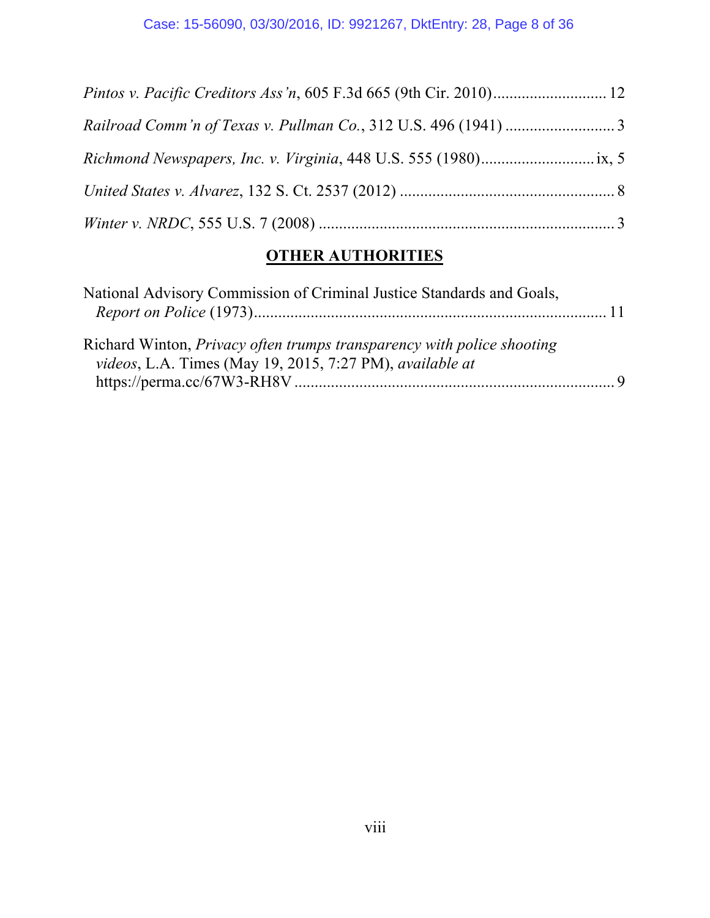*Pintos v. Pacific Creditors Ass'n*, 605 F.3d 665 (9th Cir. 2010) ............................ 12

*Railroad Comm'n of Texas v. Pullman Co.*, 312 U.S. 496 (1941) ........................... 3

*Richmond Newspapers, Inc. v. Virginia*, 448 U.S. 555 (1980)............................ ix, 5

*United States v. Alvarez*, 132 S. Ct. 2537 (2012) ..................................................... 8

*Winter v. NRDC*, 555 U.S. 7 (2008) ........................................................................ 3

## OTHER AUTHORITIES

National Advisory Commission of Criminal Justice Standards and Goals, *Report on Police* (1973)....................................................................................... 11

Richard Winton, *Privacy often trumps transparency with police shooting videos*, L.A. Times (May 19, 2015, 7:27 PM), *available at* https://perma.cc/67W3-RH8V ............................................................................... 9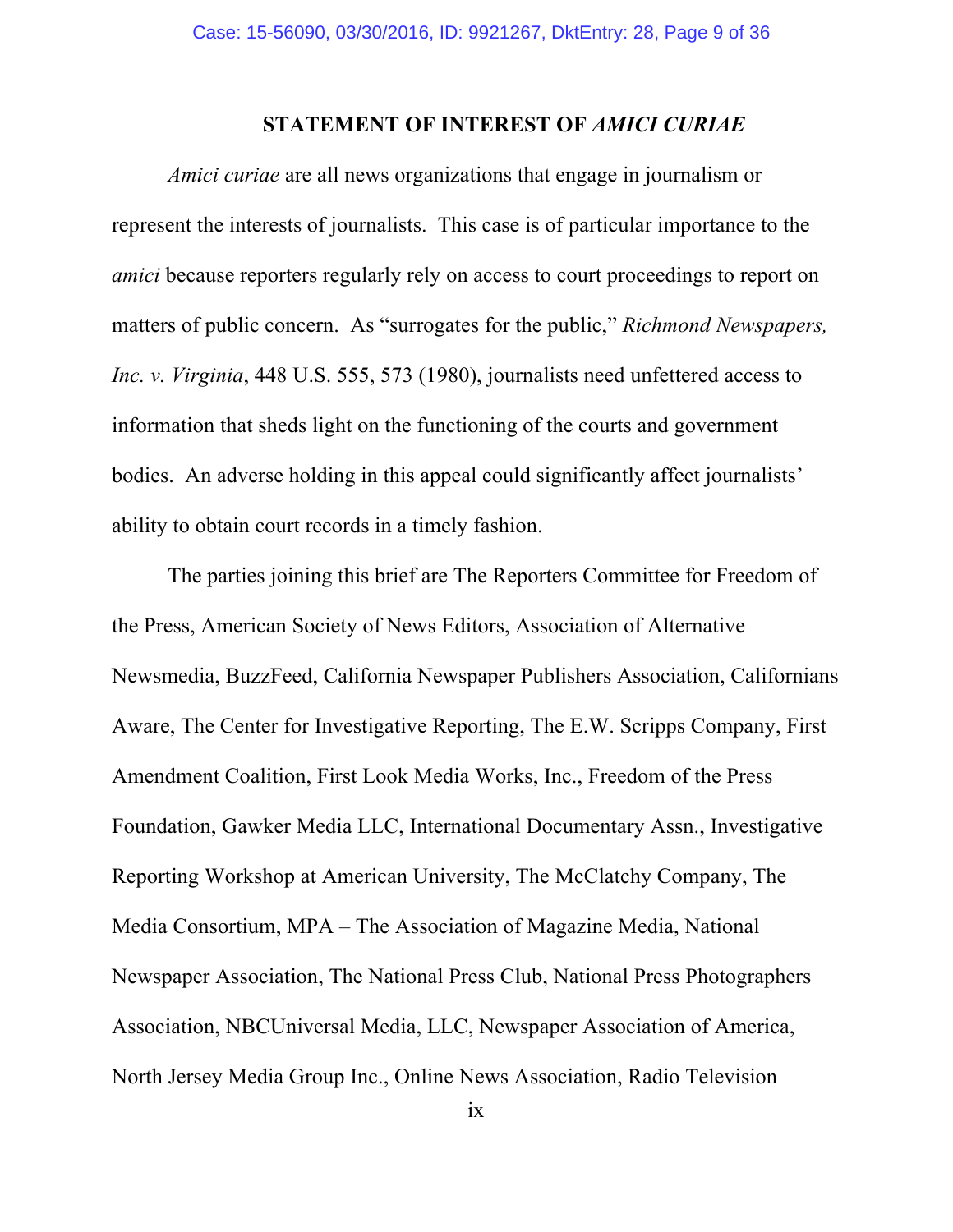## STATEMENT OF INTEREST OF *AMICI CURIAE*

*Amici curiae* are all news organizations that engage in journalism or represent the interests of journalists. This case is of particular importance to the *amici* because reporters regularly rely on access to court proceedings to report on matters of public concern. As "surrogates for the public," *Richmond Newspapers, Inc. v. Virginia*, 448 U.S. 555, 573 (1980), journalists need unfettered access to information that sheds light on the functioning of the courts and government bodies. An adverse holding in this appeal could significantly affect journalists' ability to obtain court records in a timely fashion.

The parties joining this brief are The Reporters Committee for Freedom of the Press, American Society of News Editors, Association of Alternative Newsmedia, BuzzFeed, California Newspaper Publishers Association, Californians Aware, The Center for Investigative Reporting, The E.W. Scripps Company, First Amendment Coalition, First Look Media Works, Inc., Freedom of the Press Foundation, Gawker Media LLC, International Documentary Assn., Investigative Reporting Workshop at American University, The McClatchy Company, The Media Consortium, MPA – The Association of Magazine Media, National Newspaper Association, The National Press Club, National Press Photographers Association, NBCUniversal Media, LLC, Newspaper Association of America, North Jersey Media Group Inc., Online News Association, Radio Television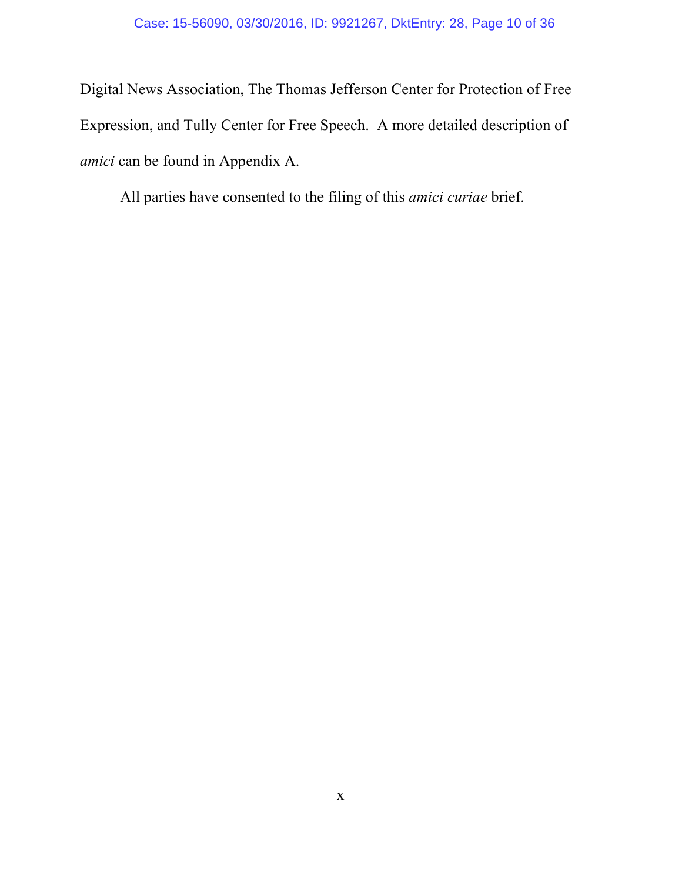Digital News Association, The Thomas Jefferson Center for Protection of Free Expression, and Tully Center for Free Speech. A more detailed description of *amici* can be found in Appendix A.

All parties have consented to the filing of this *amici curiae* brief.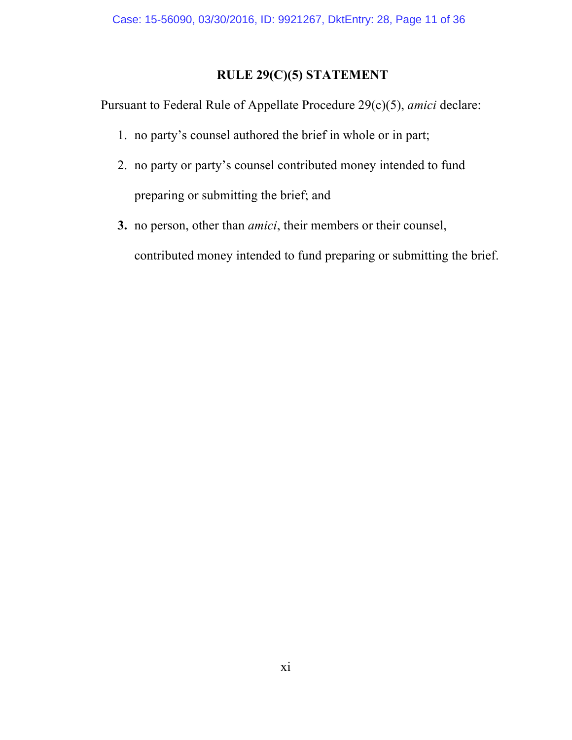## RULE 29(C)(5) STATEMENT

Pursuant to Federal Rule of Appellate Procedure 29(c)(5), *amici* declare:

1. no party's counsel authored the brief in whole or in part;
2. no party or party's counsel contributed money intended to fund preparing or submitting the brief; and
3. no person, other than *amici*, their members or their counsel, contributed money intended to fund preparing or submitting the brief.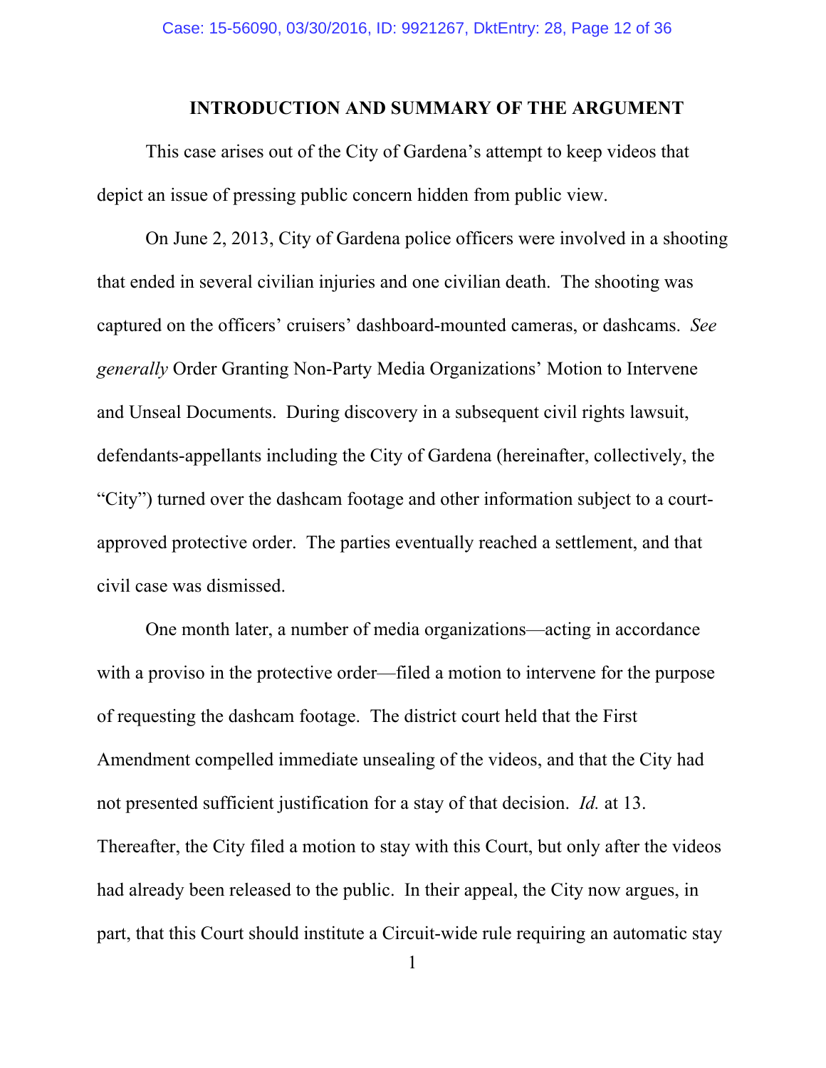## INTRODUCTION AND SUMMARY OF THE ARGUMENT

This case arises out of the City of Gardena's attempt to keep videos that depict an issue of pressing public concern hidden from public view.

On June 2, 2013, City of Gardena police officers were involved in a shooting that ended in several civilian injuries and one civilian death. The shooting was captured on the officers' cruisers' dashboard-mounted cameras, or dashcams. *See generally* Order Granting Non-Party Media Organizations' Motion to Intervene and Unseal Documents. During discovery in a subsequent civil rights lawsuit, defendants-appellants including the City of Gardena (hereinafter, collectively, the "City") turned over the dashcam footage and other information subject to a court-approved protective order. The parties eventually reached a settlement, and that civil case was dismissed.

One month later, a number of media organizations—acting in accordance with a proviso in the protective order—filed a motion to intervene for the purpose of requesting the dashcam footage. The district court held that the First Amendment compelled immediate unsealing of the videos, and that the City had not presented sufficient justification for a stay of that decision. *Id.* at 13. Thereafter, the City filed a motion to stay with this Court, but only after the videos had already been released to the public. In their appeal, the City now argues, in part, that this Court should institute a Circuit-wide rule requiring an automatic stay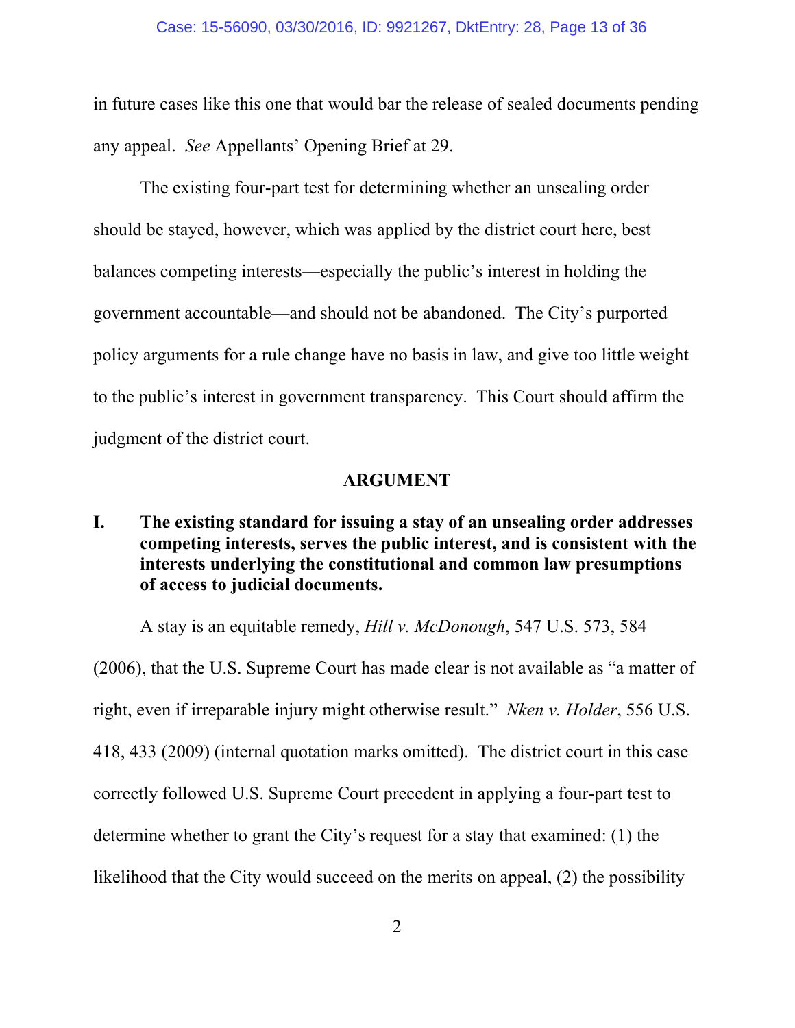in future cases like this one that would bar the release of sealed documents pending any appeal. *See* Appellants' Opening Brief at 29.

The existing four-part test for determining whether an unsealing order should be stayed, however, which was applied by the district court here, best balances competing interests—especially the public's interest in holding the government accountable—and should not be abandoned. The City's purported policy arguments for a rule change have no basis in law, and give too little weight to the public's interest in government transparency. This Court should affirm the judgment of the district court.

## ARGUMENT

### I. The existing standard for issuing a stay of an unsealing order addresses competing interests, serves the public interest, and is consistent with the interests underlying the constitutional and common law presumptions of access to judicial documents.

A stay is an equitable remedy, *Hill v. McDonough*, 547 U.S. 573, 584 (2006), that the U.S. Supreme Court has made clear is not available as "a matter of right, even if irreparable injury might otherwise result." *Nken v. Holder*, 556 U.S. 418, 433 (2009) (internal quotation marks omitted). The district court in this case correctly followed U.S. Supreme Court precedent in applying a four-part test to determine whether to grant the City's request for a stay that examined: (1) the likelihood that the City would succeed on the merits on appeal, (2) the possibility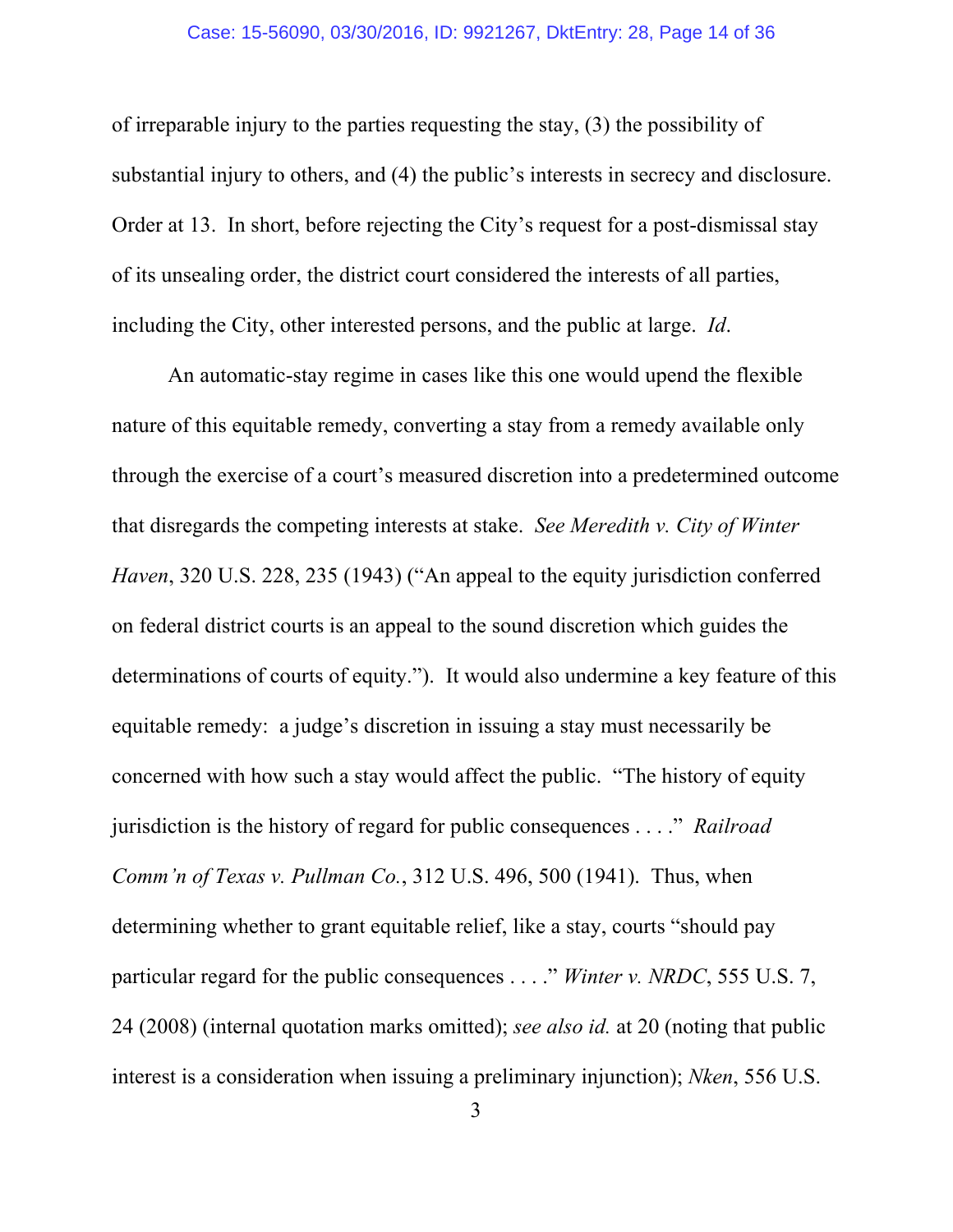of irreparable injury to the parties requesting the stay, (3) the possibility of substantial injury to others, and (4) the public's interests in secrecy and disclosure. Order at 13. In short, before rejecting the City's request for a post-dismissal stay of its unsealing order, the district court considered the interests of all parties, including the City, other interested persons, and the public at large. *Id*.

An automatic-stay regime in cases like this one would upend the flexible nature of this equitable remedy, converting a stay from a remedy available only through the exercise of a court's measured discretion into a predetermined outcome that disregards the competing interests at stake. *See Meredith v. City of Winter Haven*, 320 U.S. 228, 235 (1943) ("An appeal to the equity jurisdiction conferred on federal district courts is an appeal to the sound discretion which guides the determinations of courts of equity."). It would also undermine a key feature of this equitable remedy: a judge's discretion in issuing a stay must necessarily be concerned with how such a stay would affect the public. "The history of equity jurisdiction is the history of regard for public consequences . . . ." *Railroad Comm'n of Texas v. Pullman Co.*, 312 U.S. 496, 500 (1941). Thus, when determining whether to grant equitable relief, like a stay, courts "should pay particular regard for the public consequences . . . ." *Winter v. NRDC*, 555 U.S. 7, 24 (2008) (internal quotation marks omitted); *see also id.* at 20 (noting that public interest is a consideration when issuing a preliminary injunction); *Nken*, 556 U.S.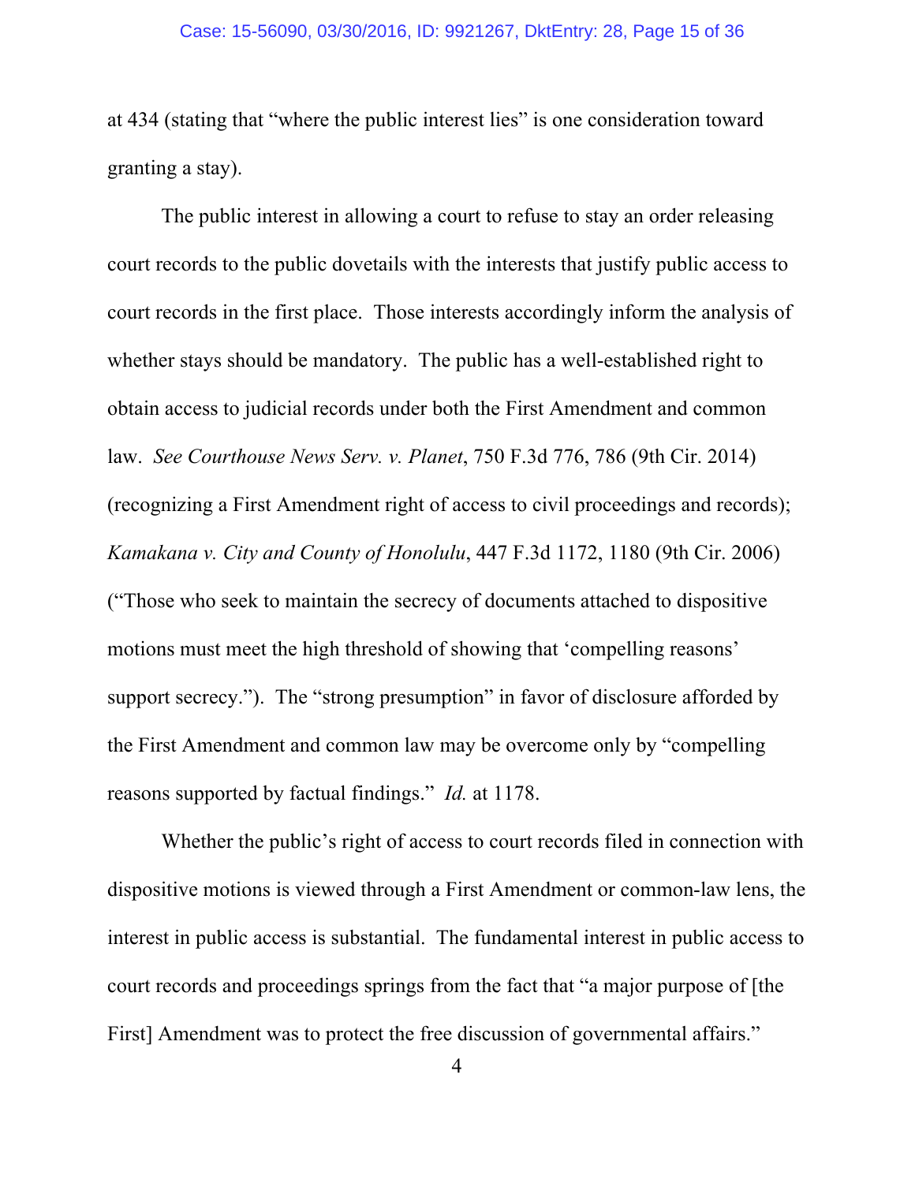at 434 (stating that "where the public interest lies" is one consideration toward granting a stay).

The public interest in allowing a court to refuse to stay an order releasing court records to the public dovetails with the interests that justify public access to court records in the first place. Those interests accordingly inform the analysis of whether stays should be mandatory. The public has a well-established right to obtain access to judicial records under both the First Amendment and common law. *See Courthouse News Serv. v. Planet*, 750 F.3d 776, 786 (9th Cir. 2014) (recognizing a First Amendment right of access to civil proceedings and records); *Kamakana v. City and County of Honolulu*, 447 F.3d 1172, 1180 (9th Cir. 2006) ("Those who seek to maintain the secrecy of documents attached to dispositive motions must meet the high threshold of showing that 'compelling reasons' support secrecy."). The "strong presumption" in favor of disclosure afforded by the First Amendment and common law may be overcome only by "compelling reasons supported by factual findings." *Id.* at 1178.

Whether the public's right of access to court records filed in connection with dispositive motions is viewed through a First Amendment or common-law lens, the interest in public access is substantial. The fundamental interest in public access to court records and proceedings springs from the fact that "a major purpose of [the First] Amendment was to protect the free discussion of governmental affairs."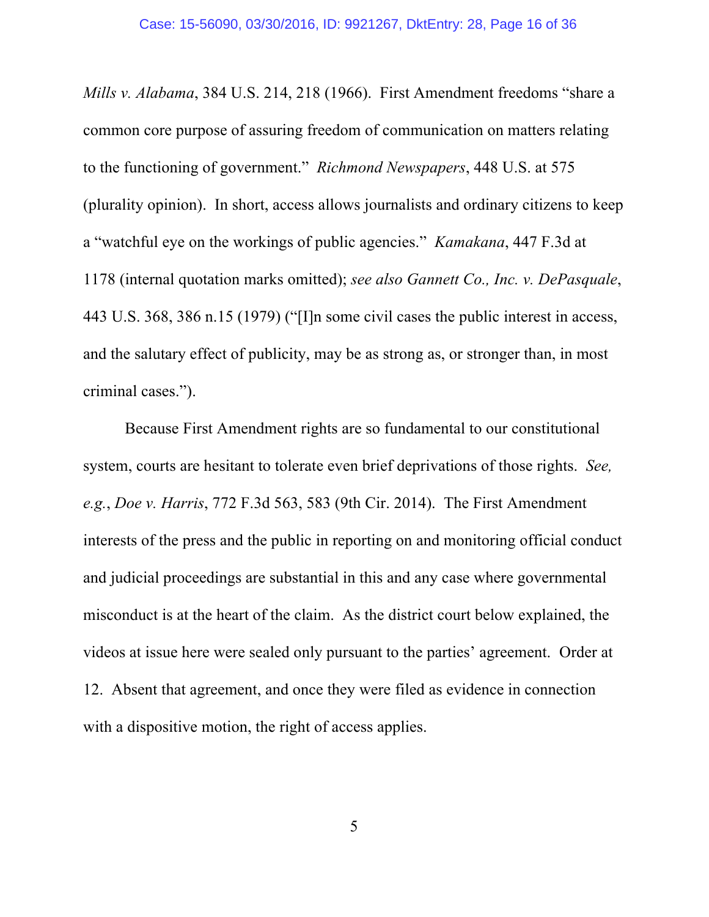*Mills v. Alabama*, 384 U.S. 214, 218 (1966). First Amendment freedoms "share a common core purpose of assuring freedom of communication on matters relating to the functioning of government." *Richmond Newspapers*, 448 U.S. at 575 (plurality opinion). In short, access allows journalists and ordinary citizens to keep a "watchful eye on the workings of public agencies." *Kamakana*, 447 F.3d at 1178 (internal quotation marks omitted); *see also Gannett Co., Inc. v. DePasquale*, 443 U.S. 368, 386 n.15 (1979) ("[I]n some civil cases the public interest in access, and the salutary effect of publicity, may be as strong as, or stronger than, in most criminal cases.").

Because First Amendment rights are so fundamental to our constitutional system, courts are hesitant to tolerate even brief deprivations of those rights. *See, e.g.*, *Doe v. Harris*, 772 F.3d 563, 583 (9th Cir. 2014). The First Amendment interests of the press and the public in reporting on and monitoring official conduct and judicial proceedings are substantial in this and any case where governmental misconduct is at the heart of the claim. As the district court below explained, the videos at issue here were sealed only pursuant to the parties' agreement. Order at 12. Absent that agreement, and once they were filed as evidence in connection with a dispositive motion, the right of access applies.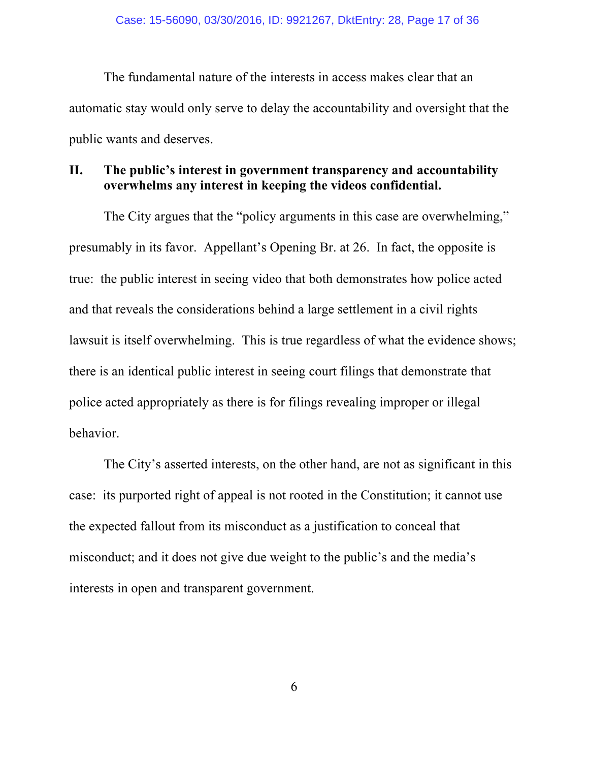The fundamental nature of the interests in access makes clear that an automatic stay would only serve to delay the accountability and oversight that the public wants and deserves.

## II. The public's interest in government transparency and accountability overwhelms any interest in keeping the videos confidential.

The City argues that the "policy arguments in this case are overwhelming," presumably in its favor. Appellant's Opening Br. at 26. In fact, the opposite is true: the public interest in seeing video that both demonstrates how police acted and that reveals the considerations behind a large settlement in a civil rights lawsuit is itself overwhelming. This is true regardless of what the evidence shows; there is an identical public interest in seeing court filings that demonstrate that police acted appropriately as there is for filings revealing improper or illegal behavior.

The City's asserted interests, on the other hand, are not as significant in this case: its purported right of appeal is not rooted in the Constitution; it cannot use the expected fallout from its misconduct as a justification to conceal that misconduct; and it does not give due weight to the public's and the media's interests in open and transparent government.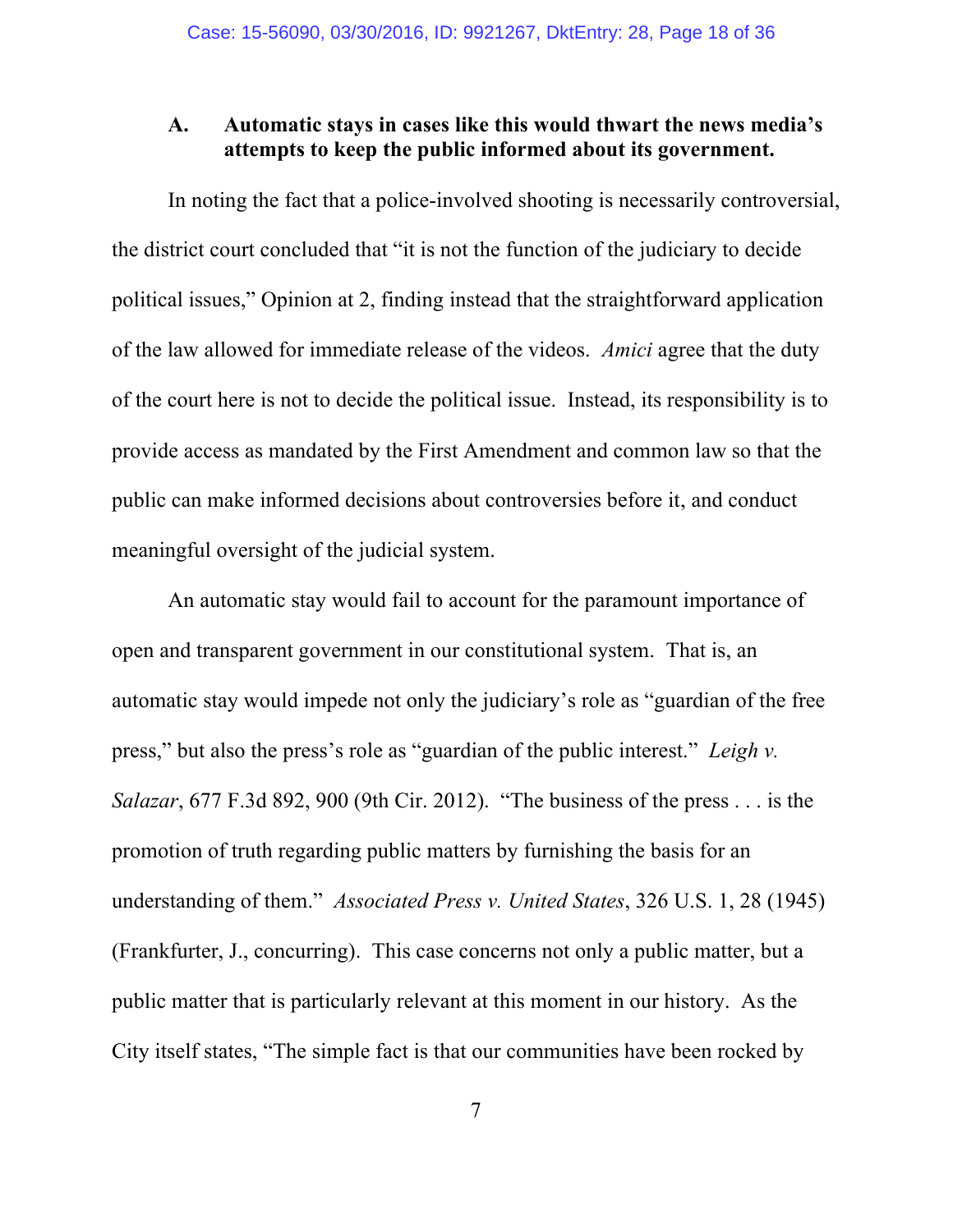### A. Automatic stays in cases like this would thwart the news media's attempts to keep the public informed about its government.

In noting the fact that a police-involved shooting is necessarily controversial, the district court concluded that "it is not the function of the judiciary to decide political issues," Opinion at 2, finding instead that the straightforward application of the law allowed for immediate release of the videos. *Amici* agree that the duty of the court here is not to decide the political issue. Instead, its responsibility is to provide access as mandated by the First Amendment and common law so that the public can make informed decisions about controversies before it, and conduct meaningful oversight of the judicial system.

An automatic stay would fail to account for the paramount importance of open and transparent government in our constitutional system. That is, an automatic stay would impede not only the judiciary's role as "guardian of the free press," but also the press's role as "guardian of the public interest." *Leigh v. Salazar*, 677 F.3d 892, 900 (9th Cir. 2012). "The business of the press . . . is the promotion of truth regarding public matters by furnishing the basis for an understanding of them." *Associated Press v. United States*, 326 U.S. 1, 28 (1945) (Frankfurter, J., concurring). This case concerns not only a public matter, but a public matter that is particularly relevant at this moment in our history. As the City itself states, "The simple fact is that our communities have been rocked by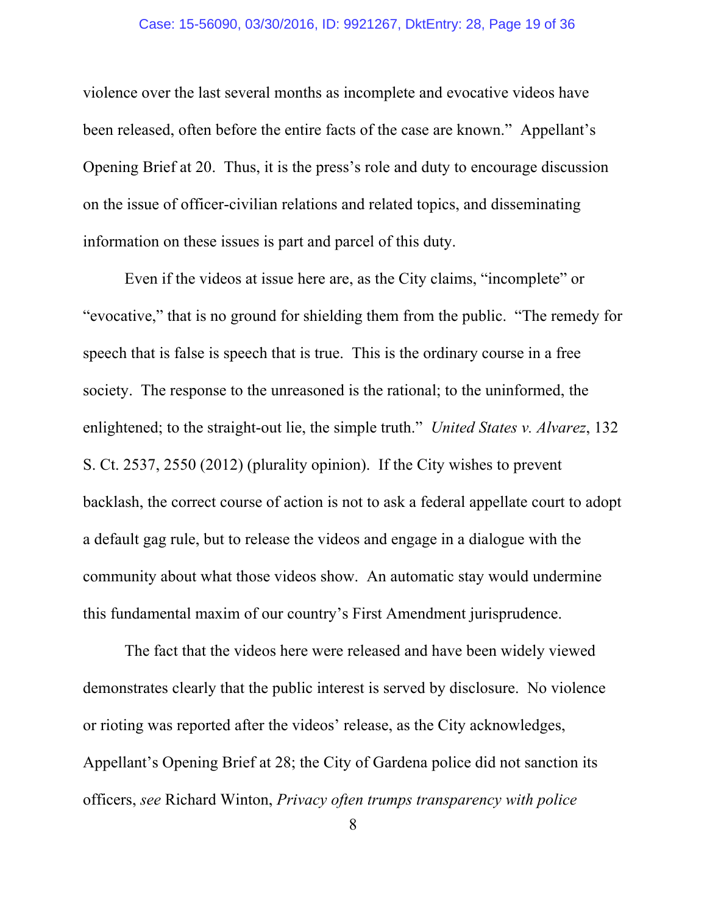violence over the last several months as incomplete and evocative videos have been released, often before the entire facts of the case are known." Appellant's Opening Brief at 20. Thus, it is the press's role and duty to encourage discussion on the issue of officer-civilian relations and related topics, and disseminating information on these issues is part and parcel of this duty.

Even if the videos at issue here are, as the City claims, "incomplete" or "evocative," that is no ground for shielding them from the public. "The remedy for speech that is false is speech that is true. This is the ordinary course in a free society. The response to the unreasoned is the rational; to the uninformed, the enlightened; to the straight-out lie, the simple truth." *United States v. Alvarez*, 132 S. Ct. 2537, 2550 (2012) (plurality opinion). If the City wishes to prevent backlash, the correct course of action is not to ask a federal appellate court to adopt a default gag rule, but to release the videos and engage in a dialogue with the community about what those videos show. An automatic stay would undermine this fundamental maxim of our country's First Amendment jurisprudence.

The fact that the videos here were released and have been widely viewed demonstrates clearly that the public interest is served by disclosure. No violence or rioting was reported after the videos' release, as the City acknowledges, Appellant's Opening Brief at 28; the City of Gardena police did not sanction its officers, *see* Richard Winton, *Privacy often trumps transparency with police*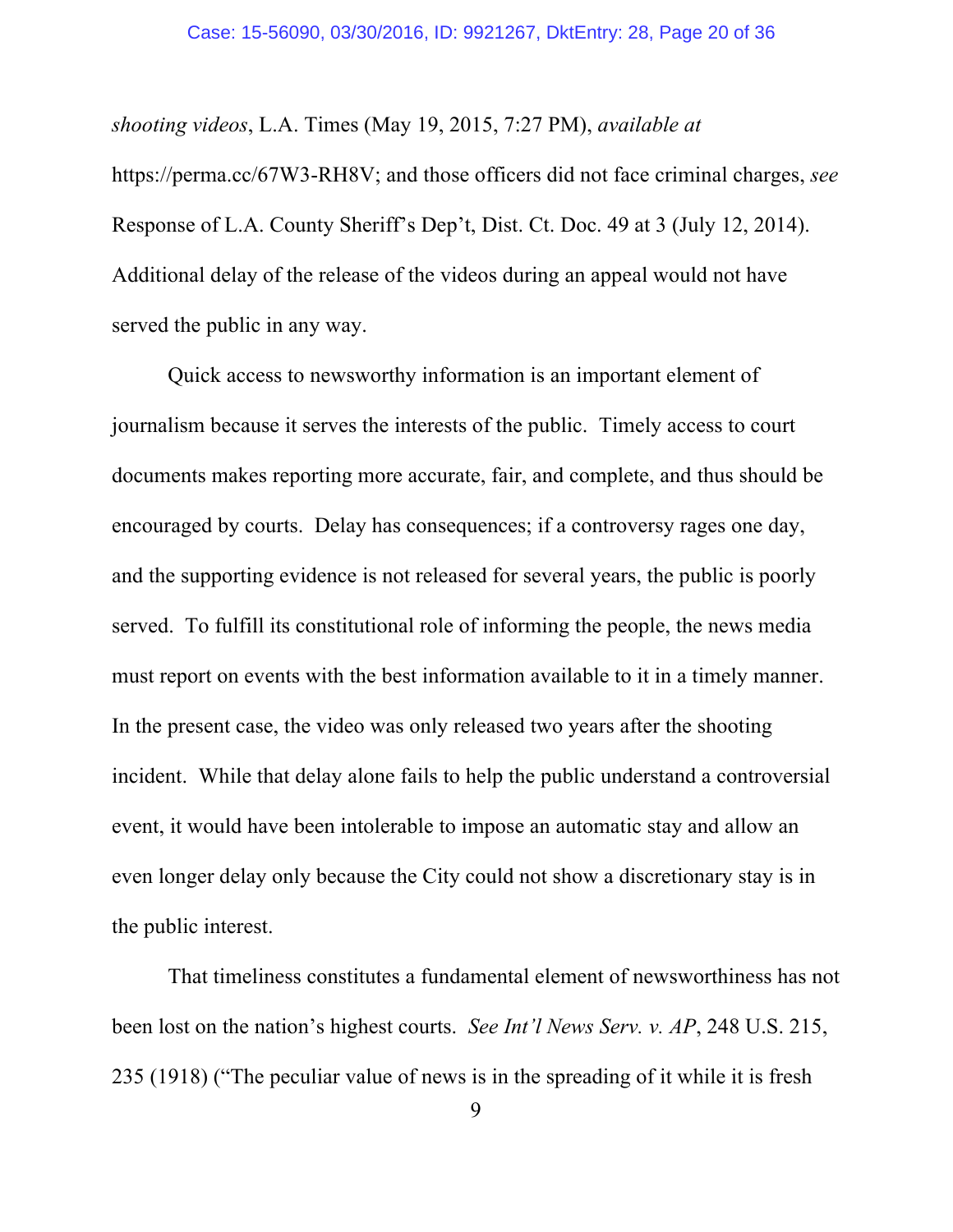*shooting videos*, L.A. Times (May 19, 2015, 7:27 PM), *available at* https://perma.cc/67W3-RH8V; and those officers did not face criminal charges, *see* Response of L.A. County Sheriff's Dep't, Dist. Ct. Doc. 49 at 3 (July 12, 2014). Additional delay of the release of the videos during an appeal would not have served the public in any way.

Quick access to newsworthy information is an important element of journalism because it serves the interests of the public. Timely access to court documents makes reporting more accurate, fair, and complete, and thus should be encouraged by courts. Delay has consequences; if a controversy rages one day, and the supporting evidence is not released for several years, the public is poorly served. To fulfill its constitutional role of informing the people, the news media must report on events with the best information available to it in a timely manner. In the present case, the video was only released two years after the shooting incident. While that delay alone fails to help the public understand a controversial event, it would have been intolerable to impose an automatic stay and allow an even longer delay only because the City could not show a discretionary stay is in the public interest.

That timeliness constitutes a fundamental element of newsworthiness has not been lost on the nation's highest courts. *See Int'l News Serv. v. AP*, 248 U.S. 215, 235 (1918) ("The peculiar value of news is in the spreading of it while it is fresh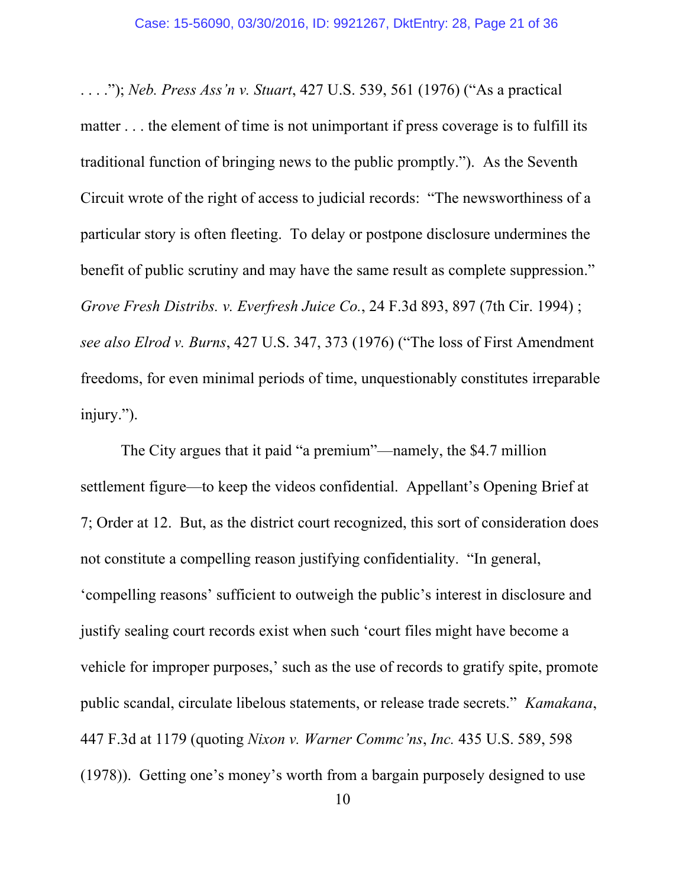. . . ."); *Neb. Press Ass'n v. Stuart*, 427 U.S. 539, 561 (1976) ("As a practical matter . . . the element of time is not unimportant if press coverage is to fulfill its traditional function of bringing news to the public promptly."). As the Seventh Circuit wrote of the right of access to judicial records: "The newsworthiness of a particular story is often fleeting. To delay or postpone disclosure undermines the benefit of public scrutiny and may have the same result as complete suppression." *Grove Fresh Distribs. v. Everfresh Juice Co.*, 24 F.3d 893, 897 (7th Cir. 1994) ; *see also Elrod v. Burns*, 427 U.S. 347, 373 (1976) ("The loss of First Amendment freedoms, for even minimal periods of time, unquestionably constitutes irreparable injury.").

The City argues that it paid "a premium"—namely, the $4.7 million settlement figure—to keep the videos confidential. Appellant's Opening Brief at 7; Order at 12. But, as the district court recognized, this sort of consideration does not constitute a compelling reason justifying confidentiality. "In general, 'compelling reasons' sufficient to outweigh the public's interest in disclosure and justify sealing court records exist when such 'court files might have become a vehicle for improper purposes,' such as the use of records to gratify spite, promote public scandal, circulate libelous statements, or release trade secrets." *Kamakana*, 447 F.3d at 1179 (quoting *Nixon v. Warner Commc'ns*, *Inc.* 435 U.S. 589, 598 (1978)). Getting one's money's worth from a bargain purposely designed to use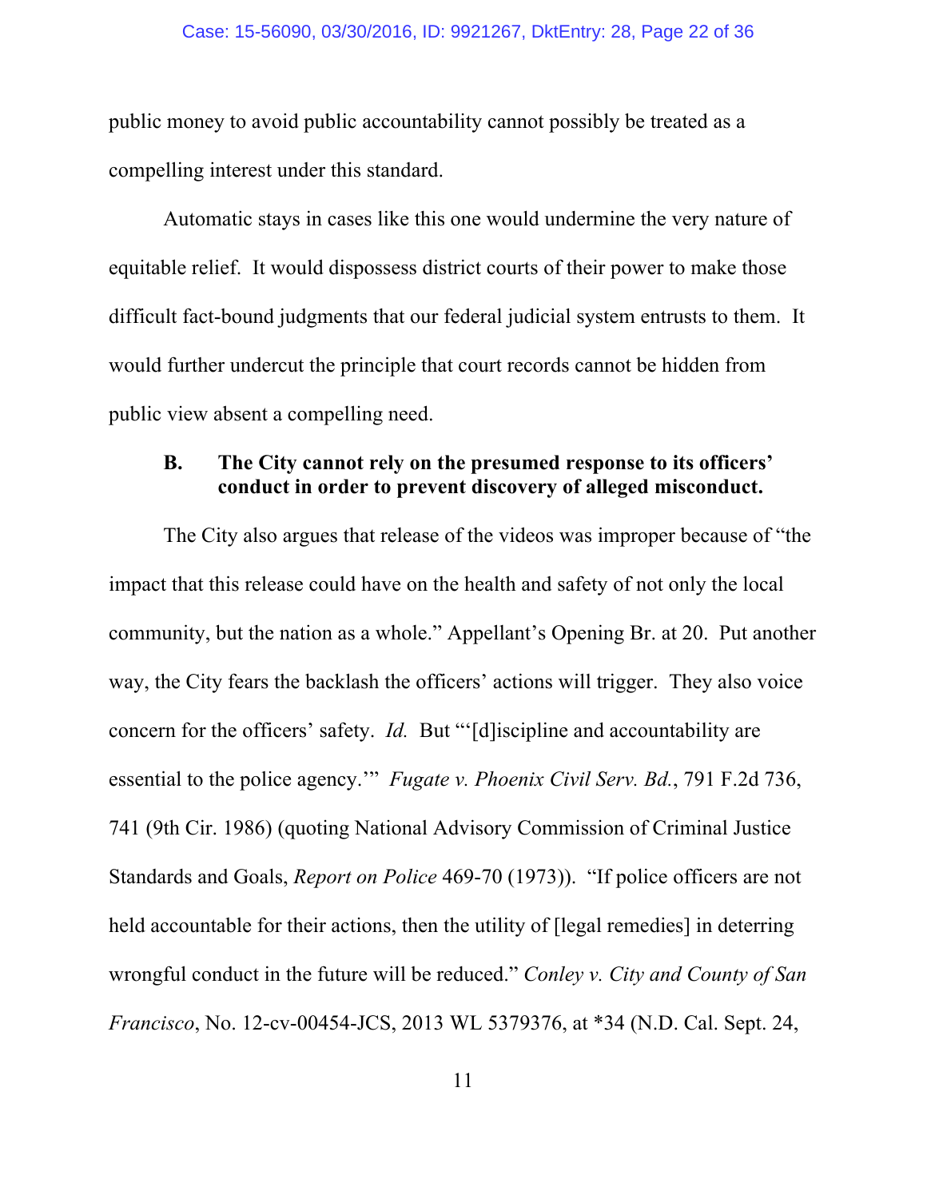public money to avoid public accountability cannot possibly be treated as a compelling interest under this standard.

Automatic stays in cases like this one would undermine the very nature of equitable relief. It would dispossess district courts of their power to make those difficult fact-bound judgments that our federal judicial system entrusts to them. It would further undercut the principle that court records cannot be hidden from public view absent a compelling need.

### B. The City cannot rely on the presumed response to its officers' conduct in order to prevent discovery of alleged misconduct.

The City also argues that release of the videos was improper because of "the impact that this release could have on the health and safety of not only the local community, but the nation as a whole." Appellant's Opening Br. at 20. Put another way, the City fears the backlash the officers' actions will trigger. They also voice concern for the officers' safety. *Id.* But "'[d]iscipline and accountability are essential to the police agency.'" *Fugate v. Phoenix Civil Serv. Bd.*, 791 F.2d 736, 741 (9th Cir. 1986) (quoting National Advisory Commission of Criminal Justice Standards and Goals, *Report on Police* 469-70 (1973)). "If police officers are not held accountable for their actions, then the utility of [legal remedies] in deterring wrongful conduct in the future will be reduced." *Conley v. City and County of San Francisco*, No. 12-cv-00454-JCS, 2013 WL 5379376, at *34 (N.D. Cal. Sept. 24,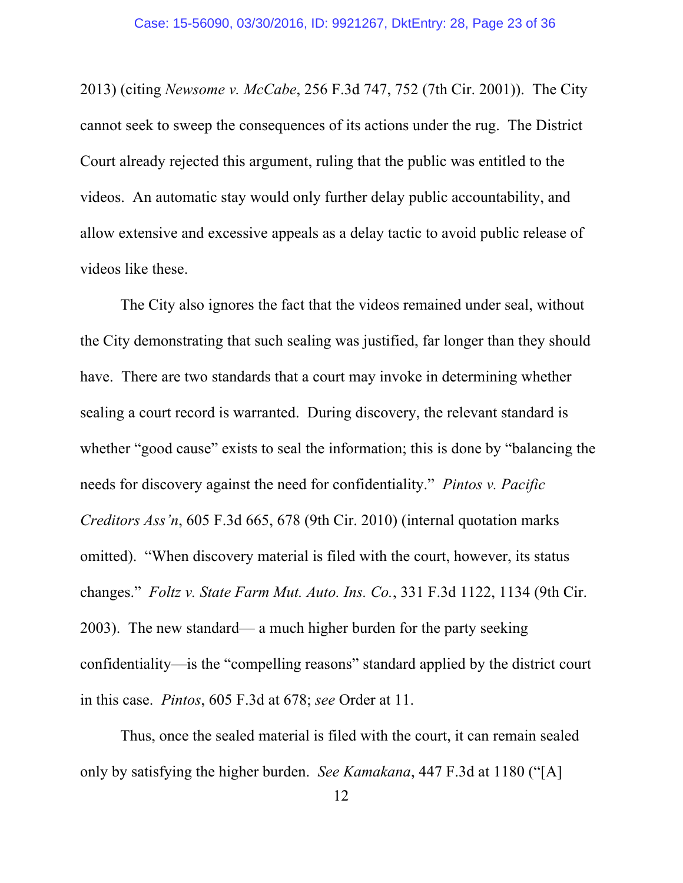2013) (citing *Newsome v. McCabe*, 256 F.3d 747, 752 (7th Cir. 2001)). The City cannot seek to sweep the consequences of its actions under the rug. The District Court already rejected this argument, ruling that the public was entitled to the videos. An automatic stay would only further delay public accountability, and allow extensive and excessive appeals as a delay tactic to avoid public release of videos like these.

The City also ignores the fact that the videos remained under seal, without the City demonstrating that such sealing was justified, far longer than they should have. There are two standards that a court may invoke in determining whether sealing a court record is warranted. During discovery, the relevant standard is whether "good cause" exists to seal the information; this is done by "balancing the needs for discovery against the need for confidentiality." *Pintos v. Pacific Creditors Ass'n*, 605 F.3d 665, 678 (9th Cir. 2010) (internal quotation marks omitted). "When discovery material is filed with the court, however, its status changes." *Foltz v. State Farm Mut. Auto. Ins. Co.*, 331 F.3d 1122, 1134 (9th Cir. 2003). The new standard— a much higher burden for the party seeking confidentiality—is the "compelling reasons" standard applied by the district court in this case. *Pintos*, 605 F.3d at 678; *see* Order at 11.

Thus, once the sealed material is filed with the court, it can remain sealed only by satisfying the higher burden. *See Kamakana*, 447 F.3d at 1180 ("[A]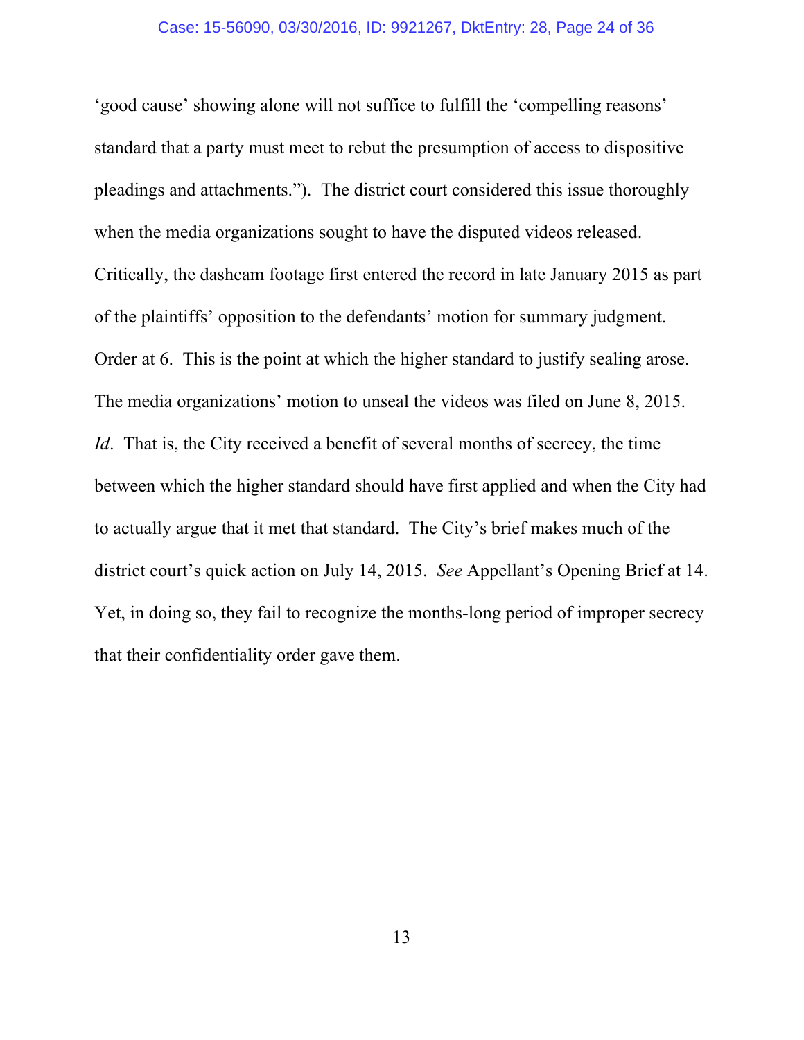'good cause' showing alone will not suffice to fulfill the 'compelling reasons' standard that a party must meet to rebut the presumption of access to dispositive pleadings and attachments."). The district court considered this issue thoroughly when the media organizations sought to have the disputed videos released. Critically, the dashcam footage first entered the record in late January 2015 as part of the plaintiffs' opposition to the defendants' motion for summary judgment. Order at 6. This is the point at which the higher standard to justify sealing arose. The media organizations' motion to unseal the videos was filed on June 8, 2015. *Id*. That is, the City received a benefit of several months of secrecy, the time between which the higher standard should have first applied and when the City had to actually argue that it met that standard. The City's brief makes much of the district court's quick action on July 14, 2015. *See* Appellant's Opening Brief at 14. Yet, in doing so, they fail to recognize the months-long period of improper secrecy that their confidentiality order gave them.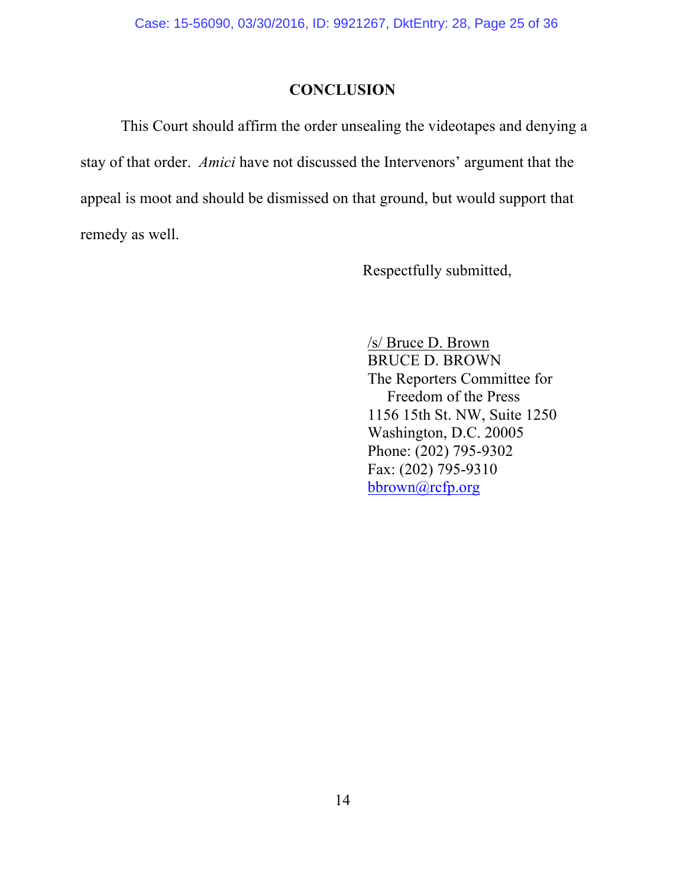## CONCLUSION

This Court should affirm the order unsealing the videotapes and denying a stay of that order. *Amici* have not discussed the Intervenors' argument that the appeal is moot and should be dismissed on that ground, but would support that remedy as well.

Respectfully submitted,

/s/ Bruce D. Brown
BRUCE D. BROWN
The Reporters Committee for
Freedom of the Press
1156 15th St. NW, Suite 1250
Washington, D.C. 20005
Phone: (202) 795-9302
Fax: (202) 795-9310
bbrown@rcfp.org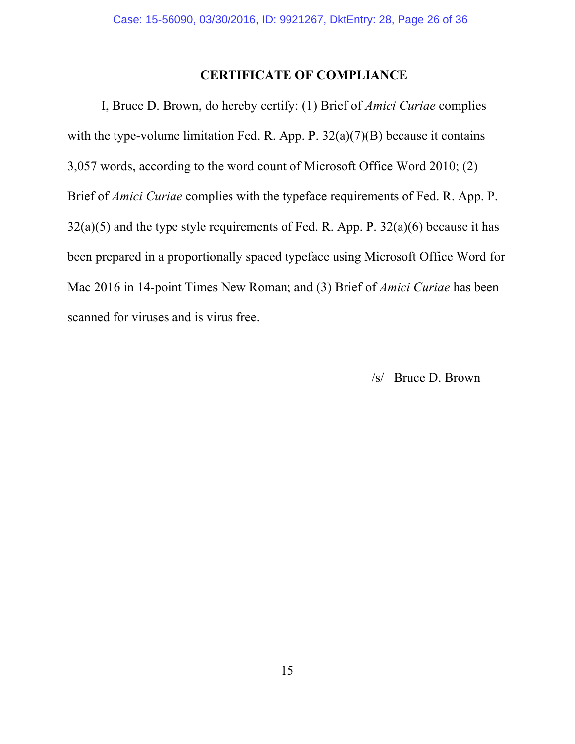## CERTIFICATE OF COMPLIANCE

I, Bruce D. Brown, do hereby certify: (1) Brief of *Amici Curiae* complies with the type-volume limitation Fed. R. App. P. 32(a)(7)(B) because it contains 3,057 words, according to the word count of Microsoft Office Word 2010; (2) Brief of *Amici Curiae* complies with the typeface requirements of Fed. R. App. P. 32(a)(5) and the type style requirements of Fed. R. App. P. 32(a)(6) because it has been prepared in a proportionally spaced typeface using Microsoft Office Word for Mac 2016 in 14-point Times New Roman; and (3) Brief of *Amici Curiae* has been scanned for viruses and is virus free.

/s/ Bruce D. Brown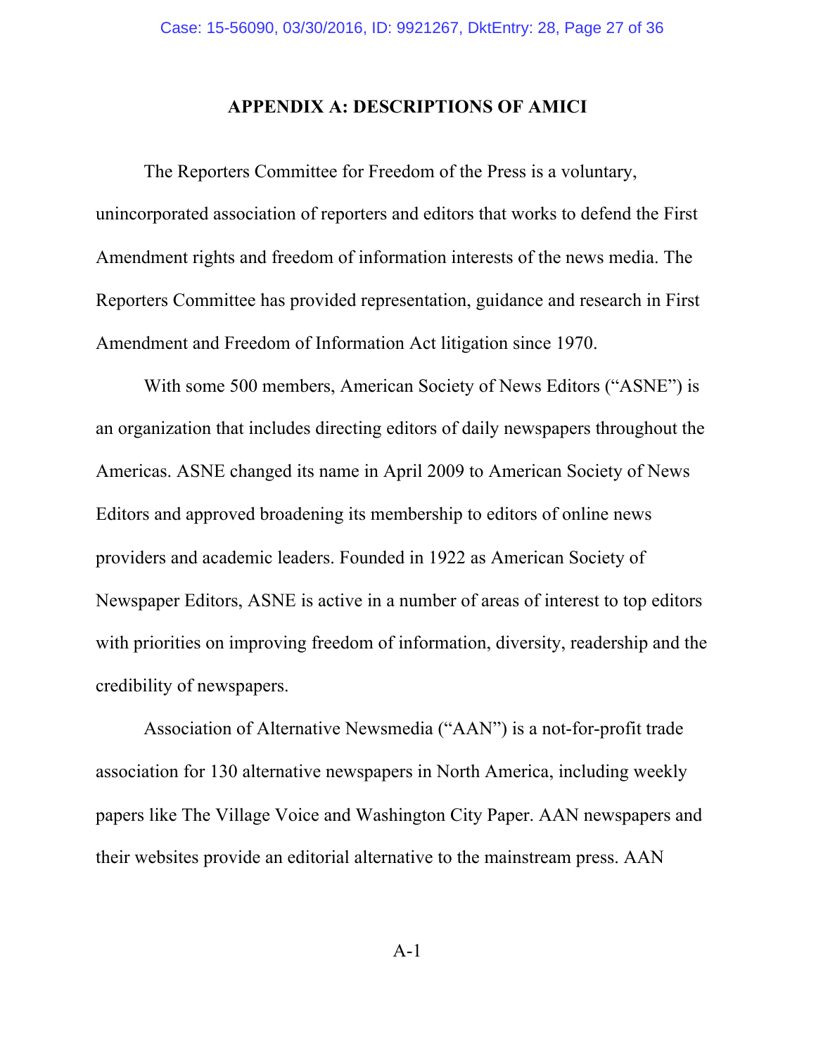## APPENDIX A: DESCRIPTIONS OF AMICI

The Reporters Committee for Freedom of the Press is a voluntary, unincorporated association of reporters and editors that works to defend the First Amendment rights and freedom of information interests of the news media. The Reporters Committee has provided representation, guidance and research in First Amendment and Freedom of Information Act litigation since 1970.

With some 500 members, American Society of News Editors ("ASNE") is an organization that includes directing editors of daily newspapers throughout the Americas. ASNE changed its name in April 2009 to American Society of News Editors and approved broadening its membership to editors of online news providers and academic leaders. Founded in 1922 as American Society of Newspaper Editors, ASNE is active in a number of areas of interest to top editors with priorities on improving freedom of information, diversity, readership and the credibility of newspapers.

Association of Alternative Newsmedia ("AAN") is a not-for-profit trade association for 130 alternative newspapers in North America, including weekly papers like The Village Voice and Washington City Paper. AAN newspapers and their websites provide an editorial alternative to the mainstream press. AAN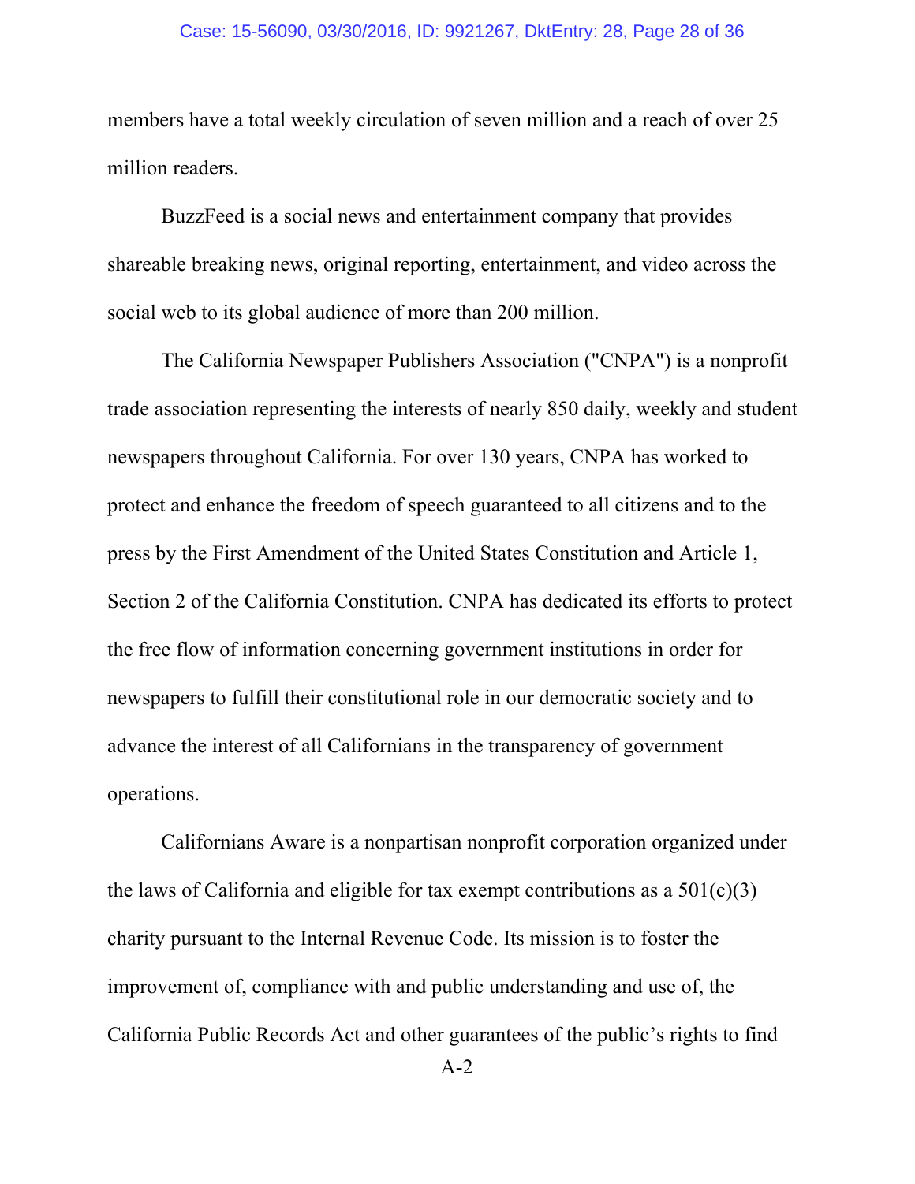members have a total weekly circulation of seven million and a reach of over 25 million readers.

BuzzFeed is a social news and entertainment company that provides shareable breaking news, original reporting, entertainment, and video across the social web to its global audience of more than 200 million.

The California Newspaper Publishers Association ("CNPA") is a nonprofit trade association representing the interests of nearly 850 daily, weekly and student newspapers throughout California. For over 130 years, CNPA has worked to protect and enhance the freedom of speech guaranteed to all citizens and to the press by the First Amendment of the United States Constitution and Article 1, Section 2 of the California Constitution. CNPA has dedicated its efforts to protect the free flow of information concerning government institutions in order for newspapers to fulfill their constitutional role in our democratic society and to advance the interest of all Californians in the transparency of government operations.

Californians Aware is a nonpartisan nonprofit corporation organized under the laws of California and eligible for tax exempt contributions as a 501(c)(3) charity pursuant to the Internal Revenue Code. Its mission is to foster the improvement of, compliance with and public understanding and use of, the California Public Records Act and other guarantees of the public's rights to find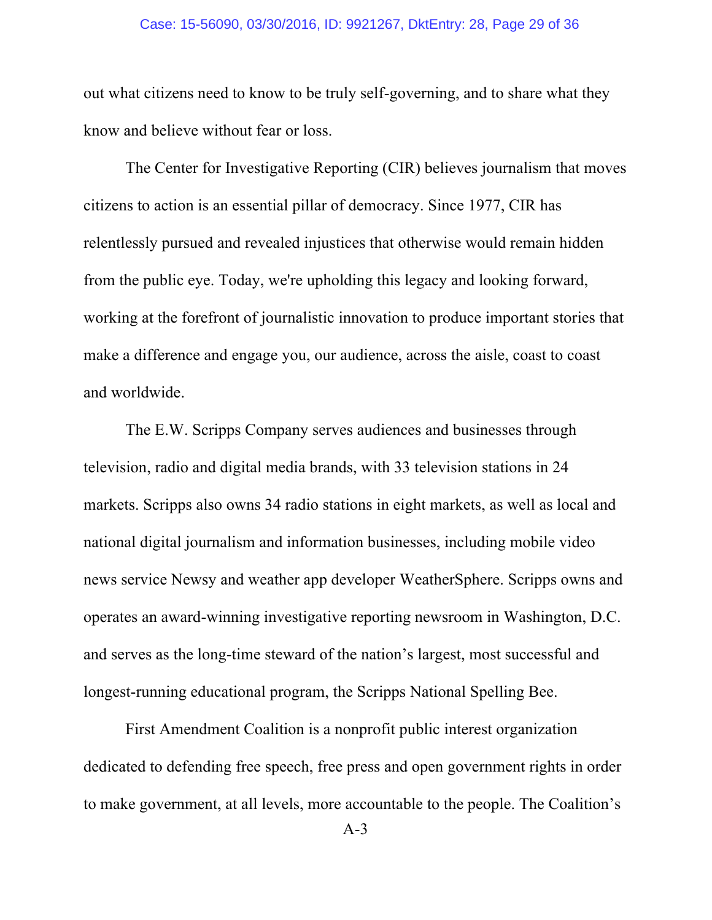out what citizens need to know to be truly self-governing, and to share what they know and believe without fear or loss.

The Center for Investigative Reporting (CIR) believes journalism that moves citizens to action is an essential pillar of democracy. Since 1977, CIR has relentlessly pursued and revealed injustices that otherwise would remain hidden from the public eye. Today, we're upholding this legacy and looking forward, working at the forefront of journalistic innovation to produce important stories that make a difference and engage you, our audience, across the aisle, coast to coast and worldwide.

The E.W. Scripps Company serves audiences and businesses through television, radio and digital media brands, with 33 television stations in 24 markets. Scripps also owns 34 radio stations in eight markets, as well as local and national digital journalism and information businesses, including mobile video news service Newsy and weather app developer WeatherSphere. Scripps owns and operates an award-winning investigative reporting newsroom in Washington, D.C. and serves as the long-time steward of the nation's largest, most successful and longest-running educational program, the Scripps National Spelling Bee.

First Amendment Coalition is a nonprofit public interest organization dedicated to defending free speech, free press and open government rights in order to make government, at all levels, more accountable to the people. The Coalition's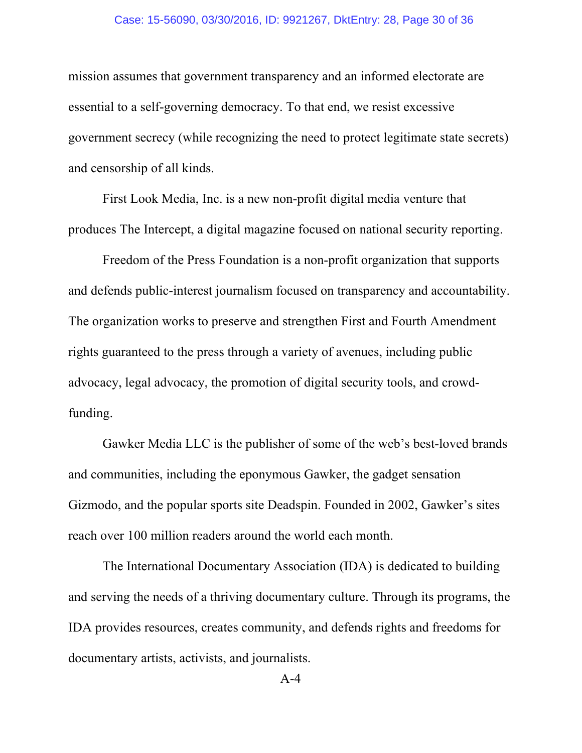mission assumes that government transparency and an informed electorate are essential to a self-governing democracy. To that end, we resist excessive government secrecy (while recognizing the need to protect legitimate state secrets) and censorship of all kinds.

First Look Media, Inc. is a new non-profit digital media venture that produces The Intercept, a digital magazine focused on national security reporting.

Freedom of the Press Foundation is a non-profit organization that supports and defends public-interest journalism focused on transparency and accountability. The organization works to preserve and strengthen First and Fourth Amendment rights guaranteed to the press through a variety of avenues, including public advocacy, legal advocacy, the promotion of digital security tools, and crowd-funding.

Gawker Media LLC is the publisher of some of the web's best-loved brands and communities, including the eponymous Gawker, the gadget sensation Gizmodo, and the popular sports site Deadspin. Founded in 2002, Gawker's sites reach over 100 million readers around the world each month.

The International Documentary Association (IDA) is dedicated to building and serving the needs of a thriving documentary culture. Through its programs, the IDA provides resources, creates community, and defends rights and freedoms for documentary artists, activists, and journalists.

A-4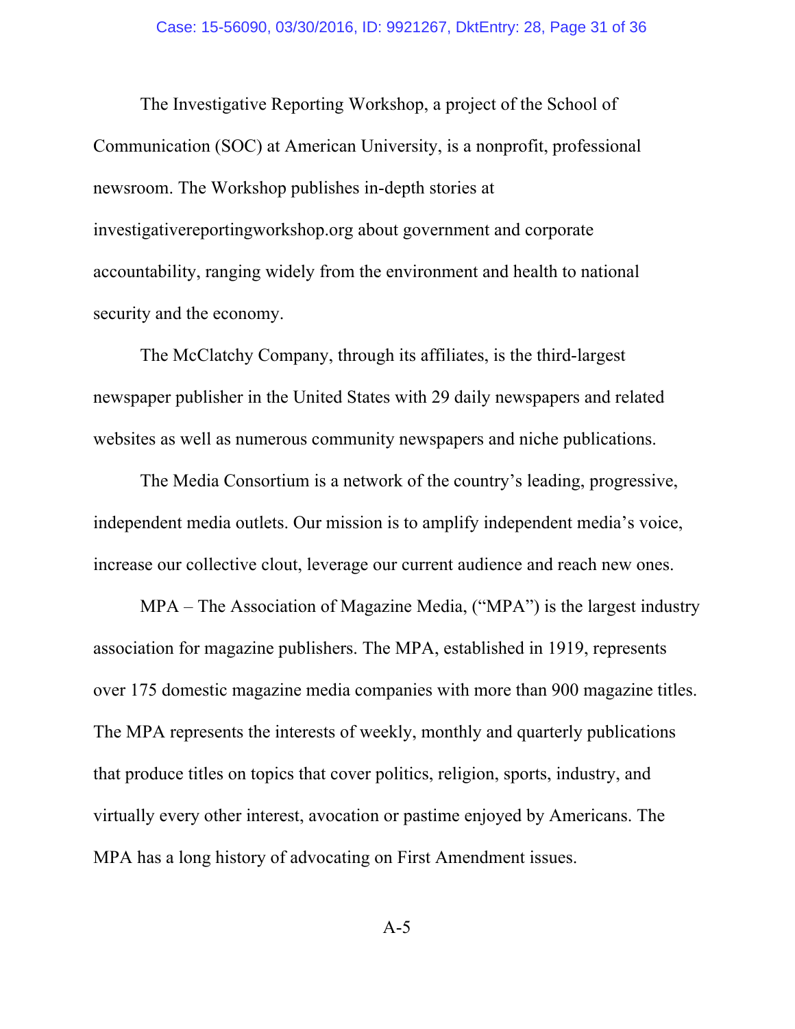The Investigative Reporting Workshop, a project of the School of Communication (SOC) at American University, is a nonprofit, professional newsroom. The Workshop publishes in-depth stories at investigativereportingworkshop.org about government and corporate accountability, ranging widely from the environment and health to national security and the economy.

The McClatchy Company, through its affiliates, is the third-largest newspaper publisher in the United States with 29 daily newspapers and related websites as well as numerous community newspapers and niche publications.

The Media Consortium is a network of the country's leading, progressive, independent media outlets. Our mission is to amplify independent media's voice, increase our collective clout, leverage our current audience and reach new ones.

MPA – The Association of Magazine Media, ("MPA") is the largest industry association for magazine publishers. The MPA, established in 1919, represents over 175 domestic magazine media companies with more than 900 magazine titles. The MPA represents the interests of weekly, monthly and quarterly publications that produce titles on topics that cover politics, religion, sports, industry, and virtually every other interest, avocation or pastime enjoyed by Americans. The MPA has a long history of advocating on First Amendment issues.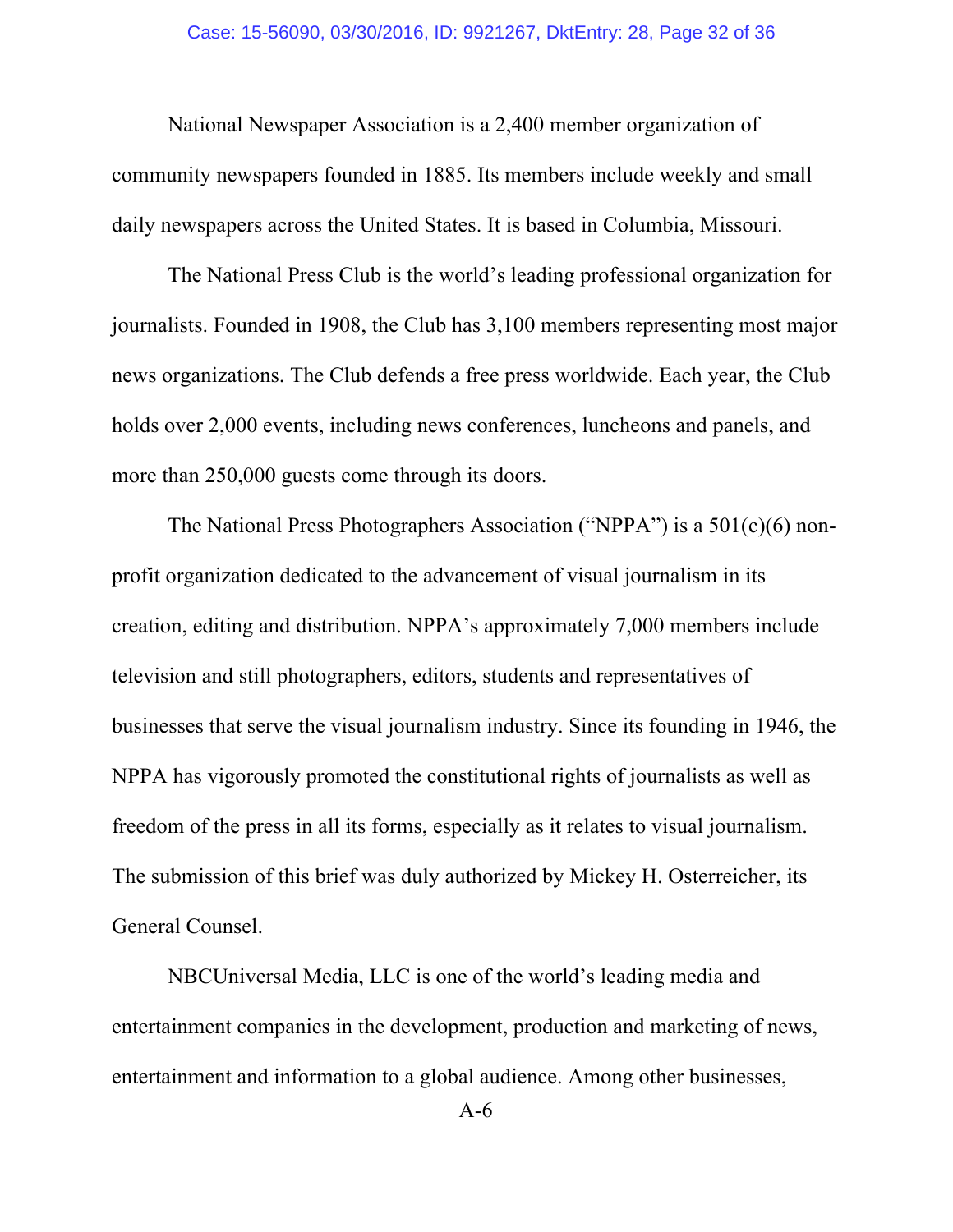National Newspaper Association is a 2,400 member organization of community newspapers founded in 1885. Its members include weekly and small daily newspapers across the United States. It is based in Columbia, Missouri.

The National Press Club is the world's leading professional organization for journalists. Founded in 1908, the Club has 3,100 members representing most major news organizations. The Club defends a free press worldwide. Each year, the Club holds over 2,000 events, including news conferences, luncheons and panels, and more than 250,000 guests come through its doors.

The National Press Photographers Association ("NPPA") is a 501(c)(6) non-profit organization dedicated to the advancement of visual journalism in its creation, editing and distribution. NPPA's approximately 7,000 members include television and still photographers, editors, students and representatives of businesses that serve the visual journalism industry. Since its founding in 1946, the NPPA has vigorously promoted the constitutional rights of journalists as well as freedom of the press in all its forms, especially as it relates to visual journalism. The submission of this brief was duly authorized by Mickey H. Osterreicher, its General Counsel.

NBCUniversal Media, LLC is one of the world's leading media and entertainment companies in the development, production and marketing of news, entertainment and information to a global audience. Among other businesses,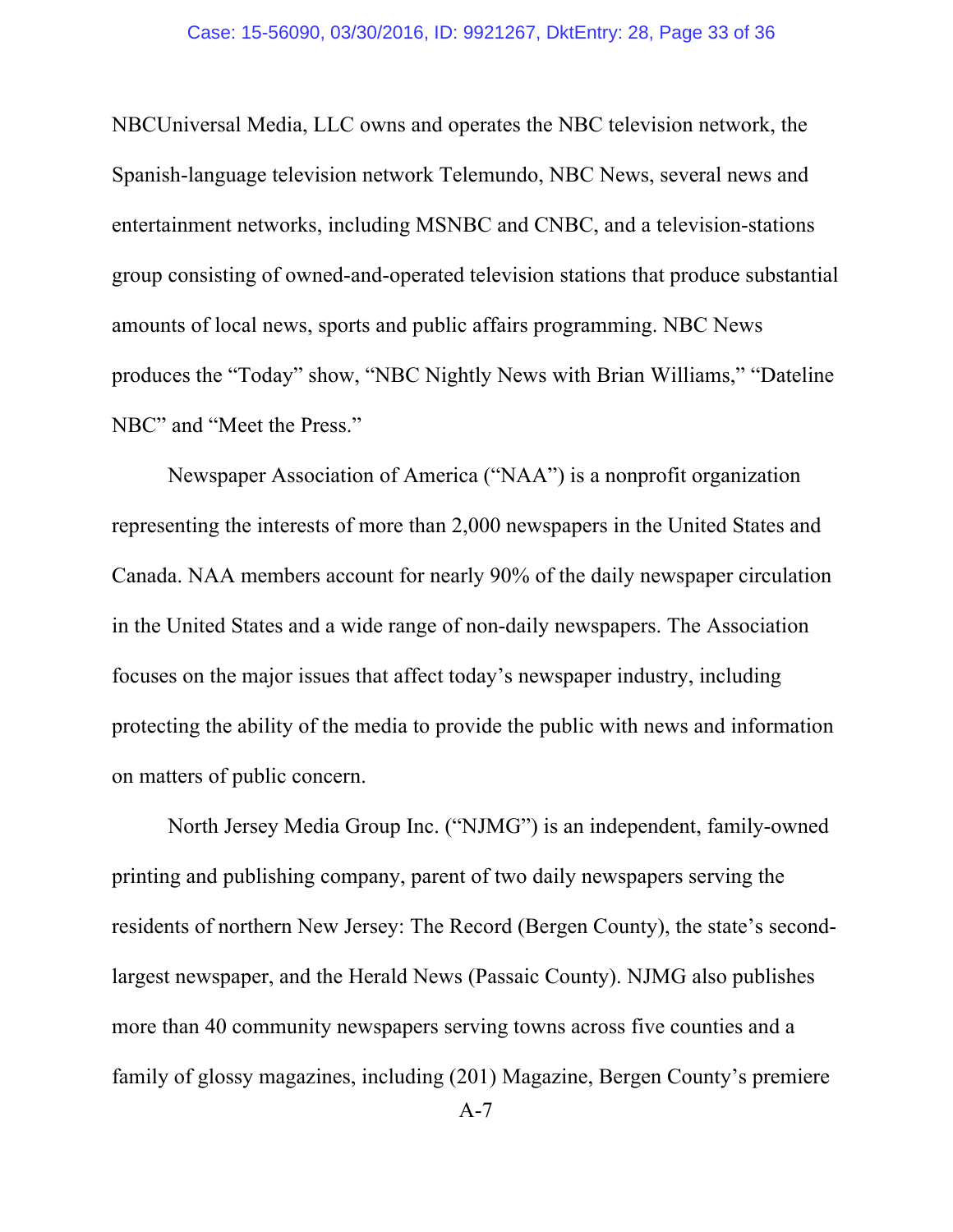NBCUniversal Media, LLC owns and operates the NBC television network, the Spanish-language television network Telemundo, NBC News, several news and entertainment networks, including MSNBC and CNBC, and a television-stations group consisting of owned-and-operated television stations that produce substantial amounts of local news, sports and public affairs programming. NBC News produces the "Today" show, "NBC Nightly News with Brian Williams," "Dateline NBC" and "Meet the Press."

Newspaper Association of America ("NAA") is a nonprofit organization representing the interests of more than 2,000 newspapers in the United States and Canada. NAA members account for nearly 90% of the daily newspaper circulation in the United States and a wide range of non-daily newspapers. The Association focuses on the major issues that affect today's newspaper industry, including protecting the ability of the media to provide the public with news and information on matters of public concern.

North Jersey Media Group Inc. ("NJMG") is an independent, family-owned printing and publishing company, parent of two daily newspapers serving the residents of northern New Jersey: The Record (Bergen County), the state's second-largest newspaper, and the Herald News (Passaic County). NJMG also publishes more than 40 community newspapers serving towns across five counties and a family of glossy magazines, including (201) Magazine, Bergen County's premiere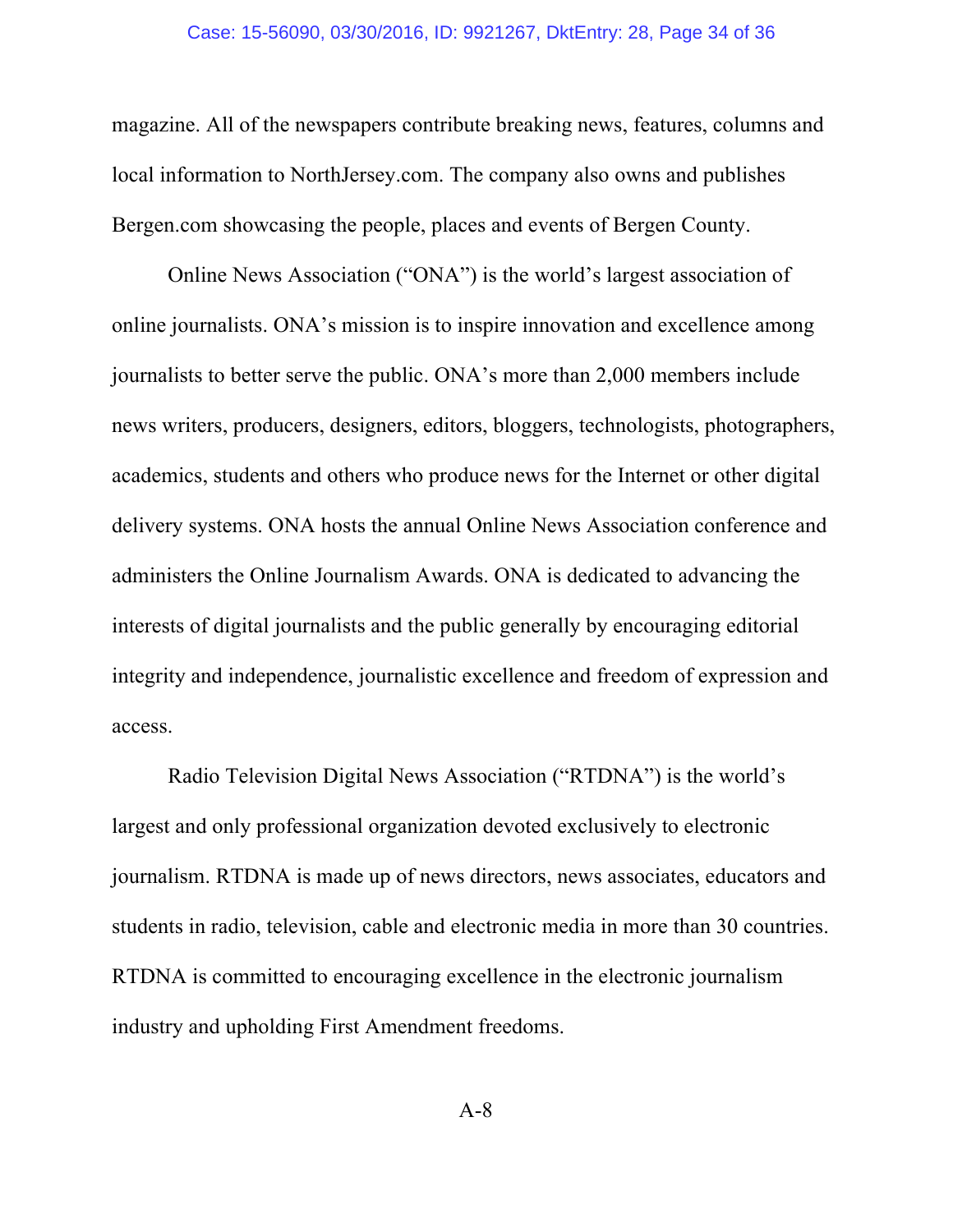magazine. All of the newspapers contribute breaking news, features, columns and local information to NorthJersey.com. The company also owns and publishes Bergen.com showcasing the people, places and events of Bergen County.

Online News Association ("ONA") is the world's largest association of online journalists. ONA's mission is to inspire innovation and excellence among journalists to better serve the public. ONA's more than 2,000 members include news writers, producers, designers, editors, bloggers, technologists, photographers, academics, students and others who produce news for the Internet or other digital delivery systems. ONA hosts the annual Online News Association conference and administers the Online Journalism Awards. ONA is dedicated to advancing the interests of digital journalists and the public generally by encouraging editorial integrity and independence, journalistic excellence and freedom of expression and access.

Radio Television Digital News Association ("RTDNA") is the world's largest and only professional organization devoted exclusively to electronic journalism. RTDNA is made up of news directors, news associates, educators and students in radio, television, cable and electronic media in more than 30 countries. RTDNA is committed to encouraging excellence in the electronic journalism industry and upholding First Amendment freedoms.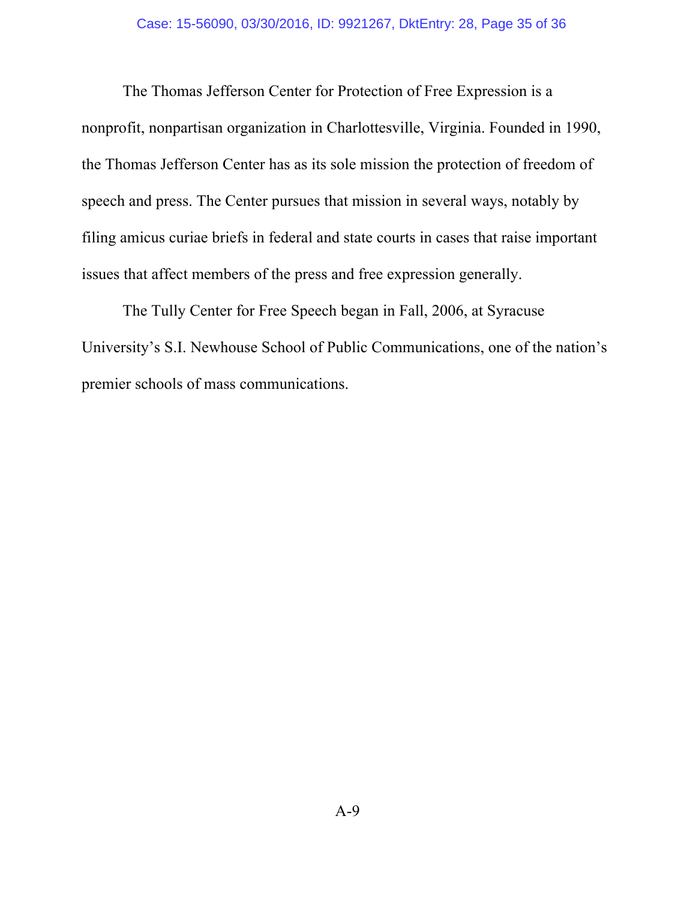The Thomas Jefferson Center for Protection of Free Expression is a nonprofit, nonpartisan organization in Charlottesville, Virginia. Founded in 1990, the Thomas Jefferson Center has as its sole mission the protection of freedom of speech and press. The Center pursues that mission in several ways, notably by filing amicus curiae briefs in federal and state courts in cases that raise important issues that affect members of the press and free expression generally.

The Tully Center for Free Speech began in Fall, 2006, at Syracuse University's S.I. Newhouse School of Public Communications, one of the nation's premier schools of mass communications.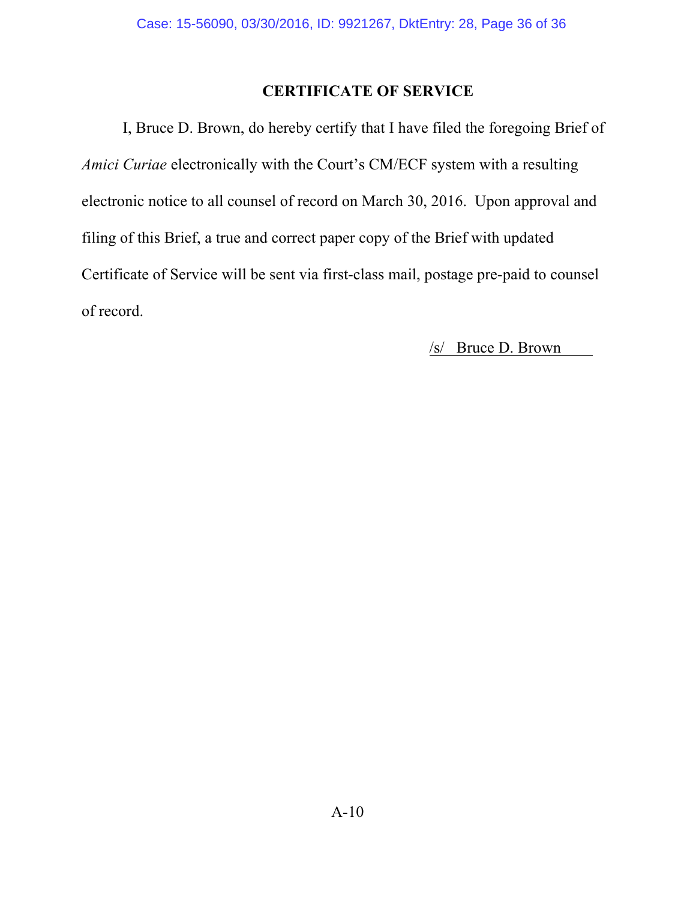# CERTIFICATE OF SERVICE

I, Bruce D. Brown, do hereby certify that I have filed the foregoing Brief of *Amici Curiae* electronically with the Court's CM/ECF system with a resulting electronic notice to all counsel of record on March 30, 2016. Upon approval and filing of this Brief, a true and correct paper copy of the Brief with updated Certificate of Service will be sent via first-class mail, postage pre-paid to counsel of record.

/s/ Bruce D. Brown